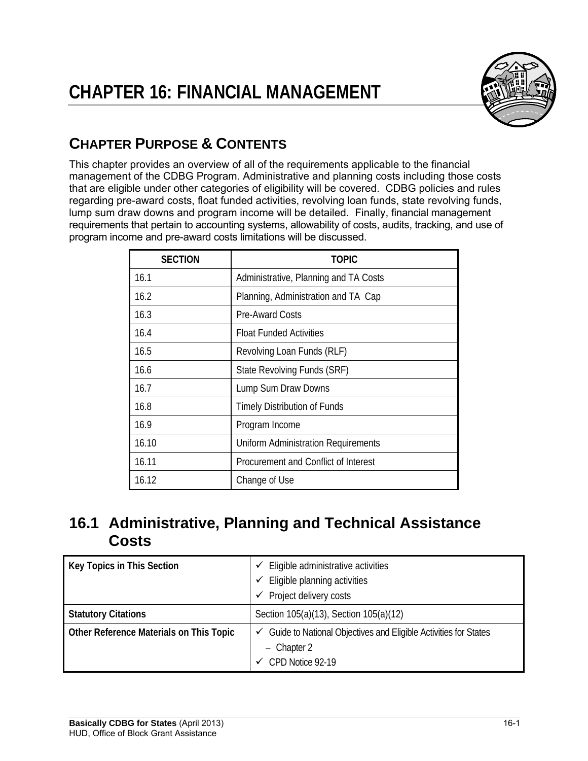# CHAPTER 16: FINANCIAL MANAGEMENT

## CHAPTER PURPOSE & CONTENTS

This chapter provides an overview of all of the requirements applicable to the financial management of the CDBG Program. Administrative and planning costs including those costs that are eligible under other categories of eligibility will be covered. CDBG policies and rules regarding pre-award costs, float funded activities, revolving loan funds, state revolving funds, lump sum draw downs and program income will be detailed. Finally, financial management requirements that pertain to accounting systems, allowability of costs, audits, tracking, and use of program income and pre-award costs limitations will be discussed.

| SECTION | TOPIC |
|---|---|
| 16.1 | Administrative, Planning and TA Costs |
| 16.2 | Planning, Administration and TA Cap |
| 16.3 | Pre-Award Costs |
| 16.4 | Float Funded Activities |
| 16.5 | Revolving Loan Funds (RLF) |
| 16.6 | State Revolving Funds (SRF) |
| 16.7 | Lump Sum Draw Downs |
| 16.8 | Timely Distribution of Funds |
| 16.9 | Program Income |
| 16.10 | Uniform Administration Requirements |
| 16.11 | Procurement and Conflict of Interest |
| 16.12 | Change of Use |

## 16.1 Administrative, Planning and Technical Assistance Costs

| Key Topics in This Section | ✓ Eligible administrative activities<br>✓ Eligible planning activities<br>✓ Project delivery costs |
|---|---|
| **Statutory Citations** | Section 105(a)(13), Section 105(a)(12) |
| **Other Reference Materials on This Topic** | ✓ Guide to National Objectives and Eligible Activities for States – Chapter 2<br>✓ CPD Notice 92-19 |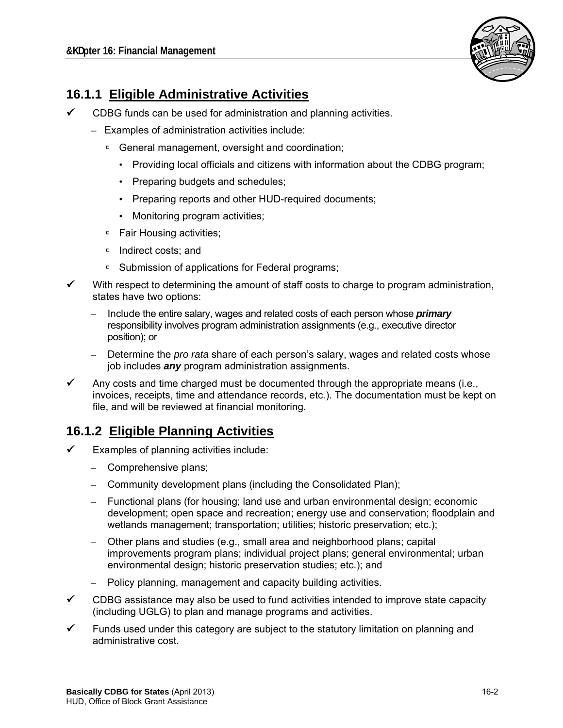## 16.1.1 Eligible Administrative Activities

- ✓ CDBG funds can be used for administration and planning activities.
  - Examples of administration activities include:
    - General management, oversight and coordination;
      - Providing local officials and citizens with information about the CDBG program;
      - Preparing budgets and schedules;
      - Preparing reports and other HUD-required documents;
      - Monitoring program activities;
    - Fair Housing activities;
    - Indirect costs; and
    - Submission of applications for Federal programs;
- ✓ With respect to determining the amount of staff costs to charge to program administration, states have two options:
  - Include the entire salary, wages and related costs of each person whose ***primary*** responsibility involves program administration assignments (e.g., executive director position); or
  - Determine the *pro rata* share of each person's salary, wages and related costs whose job includes ***any*** program administration assignments.
- ✓ Any costs and time charged must be documented through the appropriate means (i.e., invoices, receipts, time and attendance records, etc.). The documentation must be kept on file, and will be reviewed at financial monitoring.

## 16.1.2 Eligible Planning Activities

- ✓ Examples of planning activities include:
  - Comprehensive plans;
  - Community development plans (including the Consolidated Plan);
  - Functional plans (for housing; land use and urban environmental design; economic development; open space and recreation; energy use and conservation; floodplain and wetlands management; transportation; utilities; historic preservation; etc.);
  - Other plans and studies (e.g., small area and neighborhood plans; capital improvements program plans; individual project plans; general environmental; urban environmental design; historic preservation studies; etc.); and
  - Policy planning, management and capacity building activities.
- ✓ CDBG assistance may also be used to fund activities intended to improve state capacity (including UGLG) to plan and manage programs and activities.
- ✓ Funds used under this category are subject to the statutory limitation on planning and administrative cost.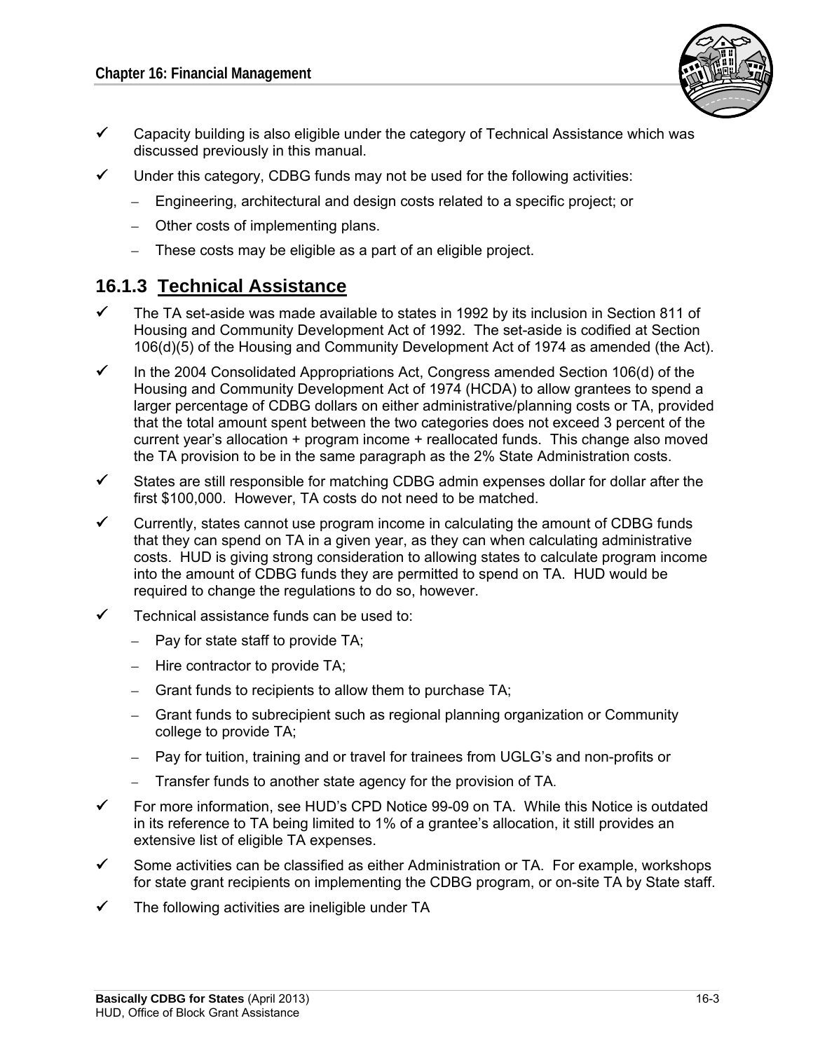- ✓ Capacity building is also eligible under the category of Technical Assistance which was discussed previously in this manual.
- ✓ Under this category, CDBG funds may not be used for the following activities:
  - Engineering, architectural and design costs related to a specific project; or
  - Other costs of implementing plans.
  - These costs may be eligible as a part of an eligible project.

### 16.1.3 Technical Assistance

- ✓ The TA set-aside was made available to states in 1992 by its inclusion in Section 811 of Housing and Community Development Act of 1992. The set-aside is codified at Section 106(d)(5) of the Housing and Community Development Act of 1974 as amended (the Act).
- ✓ In the 2004 Consolidated Appropriations Act, Congress amended Section 106(d) of the Housing and Community Development Act of 1974 (HCDA) to allow grantees to spend a larger percentage of CDBG dollars on either administrative/planning costs or TA, provided that the total amount spent between the two categories does not exceed 3 percent of the current year's allocation + program income + reallocated funds. This change also moved the TA provision to be in the same paragraph as the 2% State Administration costs.
- ✓ States are still responsible for matching CDBG admin expenses dollar for dollar after the first $100,000. However, TA costs do not need to be matched.
- ✓ Currently, states cannot use program income in calculating the amount of CDBG funds that they can spend on TA in a given year, as they can when calculating administrative costs. HUD is giving strong consideration to allowing states to calculate program income into the amount of CDBG funds they are permitted to spend on TA. HUD would be required to change the regulations to do so, however.
- ✓ Technical assistance funds can be used to:
  - Pay for state staff to provide TA;
  - Hire contractor to provide TA;
  - Grant funds to recipients to allow them to purchase TA;
  - Grant funds to subrecipient such as regional planning organization or Community college to provide TA;
  - Pay for tuition, training and or travel for trainees from UGLG's and non-profits or
  - Transfer funds to another state agency for the provision of TA.
- ✓ For more information, see HUD's CPD Notice 99-09 on TA. While this Notice is outdated in its reference to TA being limited to 1% of a grantee's allocation, it still provides an extensive list of eligible TA expenses.
- ✓ Some activities can be classified as either Administration or TA. For example, workshops for state grant recipients on implementing the CDBG program, or on-site TA by State staff.
- ✓ The following activities are ineligible under TA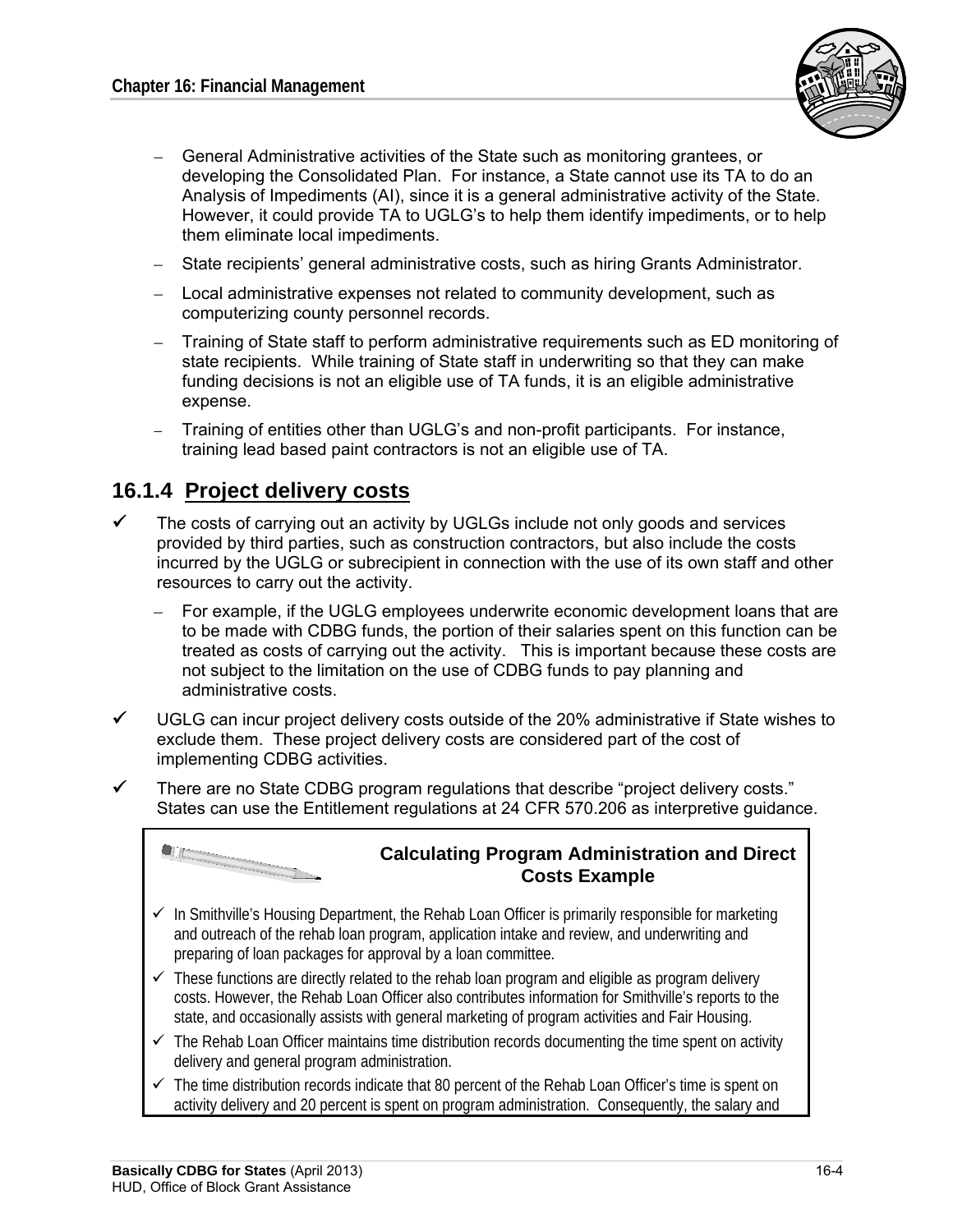- General Administrative activities of the State such as monitoring grantees, or developing the Consolidated Plan. For instance, a State cannot use its TA to do an Analysis of Impediments (AI), since it is a general administrative activity of the State. However, it could provide TA to UGLG's to help them identify impediments, or to help them eliminate local impediments.
- State recipients' general administrative costs, such as hiring Grants Administrator.
- Local administrative expenses not related to community development, such as computerizing county personnel records.
- Training of State staff to perform administrative requirements such as ED monitoring of state recipients. While training of State staff in underwriting so that they can make funding decisions is not an eligible use of TA funds, it is an eligible administrative expense.
- Training of entities other than UGLG's and non-profit participants. For instance, training lead based paint contractors is not an eligible use of TA.

### 16.1.4 Project delivery costs

- ✓ The costs of carrying out an activity by UGLGs include not only goods and services provided by third parties, such as construction contractors, but also include the costs incurred by the UGLG or subrecipient in connection with the use of its own staff and other resources to carry out the activity.
  - For example, if the UGLG employees underwrite economic development loans that are to be made with CDBG funds, the portion of their salaries spent on this function can be treated as costs of carrying out the activity. This is important because these costs are not subject to the limitation on the use of CDBG funds to pay planning and administrative costs.
- ✓ UGLG can incur project delivery costs outside of the 20% administrative if State wishes to exclude them. These project delivery costs are considered part of the cost of implementing CDBG activities.
- ✓ There are no State CDBG program regulations that describe "project delivery costs." States can use the Entitlement regulations at 24 CFR 570.206 as interpretive guidance.

**Calculating Program Administration and Direct Costs Example**

- ✓ In Smithville's Housing Department, the Rehab Loan Officer is primarily responsible for marketing and outreach of the rehab loan program, application intake and review, and underwriting and preparing of loan packages for approval by a loan committee.
- ✓ These functions are directly related to the rehab loan program and eligible as program delivery costs. However, the Rehab Loan Officer also contributes information for Smithville's reports to the state, and occasionally assists with general marketing of program activities and Fair Housing.
- ✓ The Rehab Loan Officer maintains time distribution records documenting the time spent on activity delivery and general program administration.
- ✓ The time distribution records indicate that 80 percent of the Rehab Loan Officer's time is spent on activity delivery and 20 percent is spent on program administration. Consequently, the salary and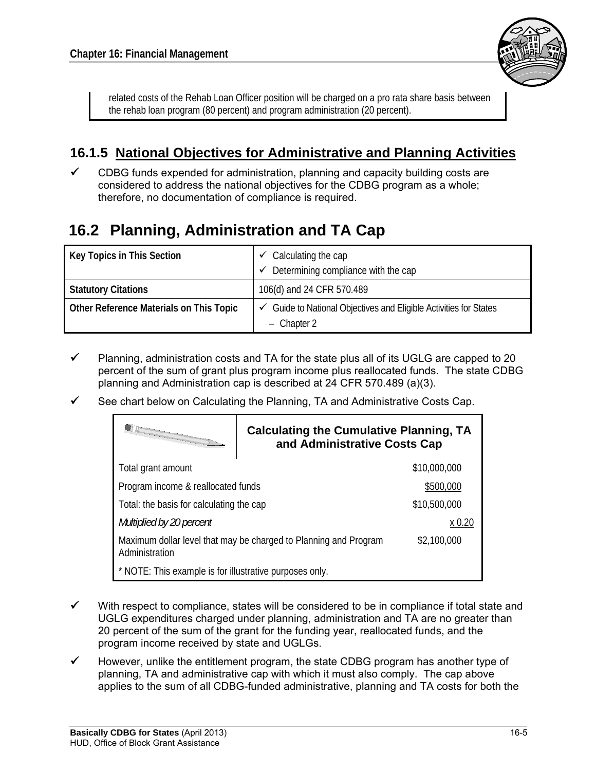related costs of the Rehab Loan Officer position will be charged on a pro rata share basis between the rehab loan program (80 percent) and program administration (20 percent).

### 16.1.5 National Objectives for Administrative and Planning Activities

- ✓ CDBG funds expended for administration, planning and capacity building costs are considered to address the national objectives for the CDBG program as a whole; therefore, no documentation of compliance is required.

## 16.2 Planning, Administration and TA Cap

| Key Topics in This Section | ✓ Calculating the cap<br>✓ Determining compliance with the cap |
|---|---|
| Statutory Citations | 106(d) and 24 CFR 570.489 |
| Other Reference Materials on This Topic | ✓ Guide to National Objectives and Eligible Activities for States – Chapter 2 |

- ✓ Planning, administration costs and TA for the state plus all of its UGLG are capped to 20 percent of the sum of grant plus program income plus reallocated funds. The state CDBG planning and Administration cap is described at 24 CFR 570.489 (a)(3).
- ✓ See chart below on Calculating the Planning, TA and Administrative Costs Cap.

| Calculating the Cumulative Planning, TA and Administrative Costs Cap | |
|---|---|
| Total grant amount | $10,000,000 |
| Program income & reallocated funds | $500,000 |
| Total: the basis for calculating the cap | $10,500,000 |
| *Multiplied by 20 percent* | x 0.20 |
| Maximum dollar level that may be charged to Planning and Program Administration | $2,100,000 |
| * NOTE: This example is for illustrative purposes only. | |

- ✓ With respect to compliance, states will be considered to be in compliance if total state and UGLG expenditures charged under planning, administration and TA are no greater than 20 percent of the sum of the grant for the funding year, reallocated funds, and the program income received by state and UGLGs.
- ✓ However, unlike the entitlement program, the state CDBG program has another type of planning, TA and administrative cap with which it must also comply. The cap above applies to the sum of all CDBG-funded administrative, planning and TA costs for both the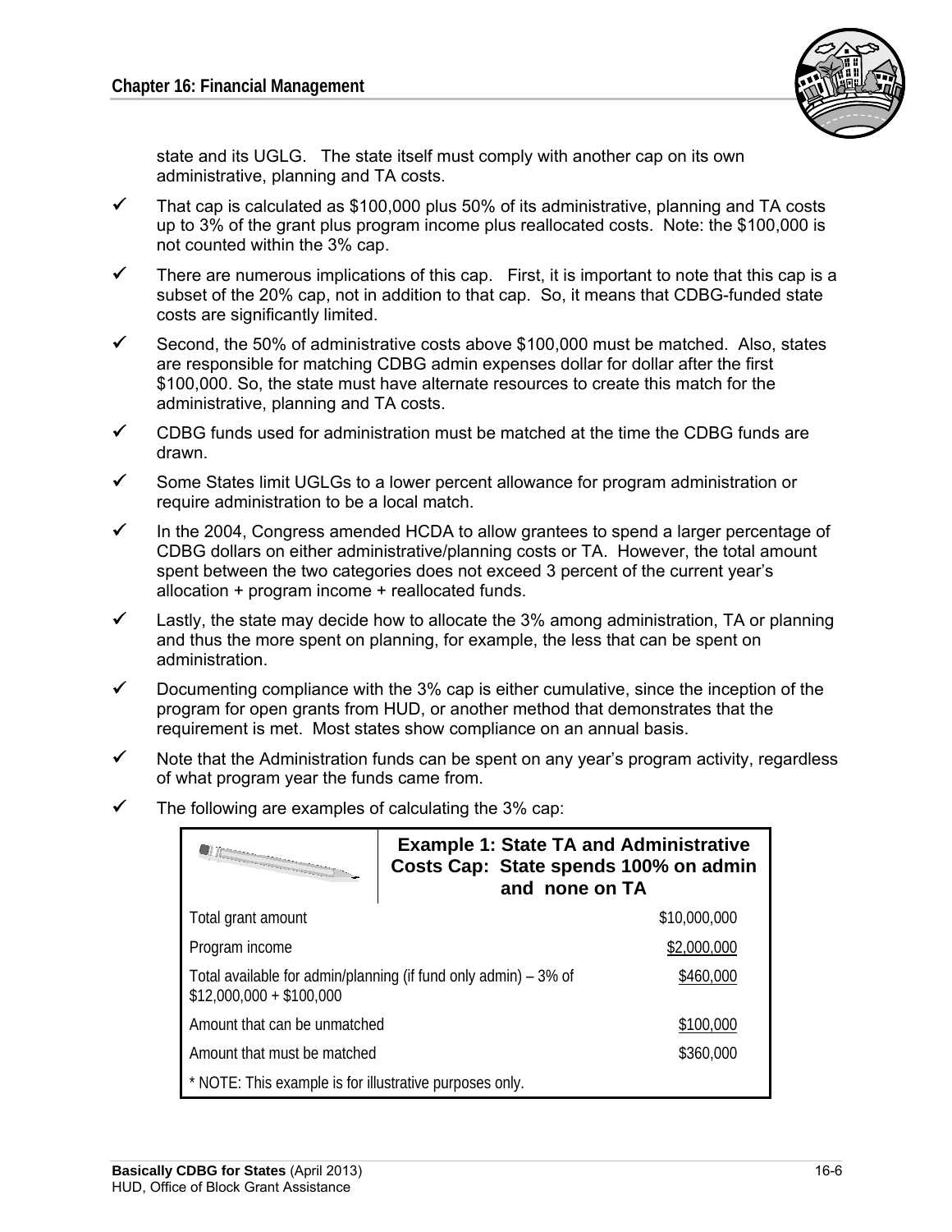state and its UGLG. The state itself must comply with another cap on its own administrative, planning and TA costs.

- ✓ That cap is calculated as $100,000 plus 50% of its administrative, planning and TA costs up to 3% of the grant plus program income plus reallocated costs. Note: the $100,000 is not counted within the 3% cap.
- ✓ There are numerous implications of this cap. First, it is important to note that this cap is a subset of the 20% cap, not in addition to that cap. So, it means that CDBG-funded state costs are significantly limited.
- ✓ Second, the 50% of administrative costs above $100,000 must be matched. Also, states are responsible for matching CDBG admin expenses dollar for dollar after the first $100,000. So, the state must have alternate resources to create this match for the administrative, planning and TA costs.
- ✓ CDBG funds used for administration must be matched at the time the CDBG funds are drawn.
- ✓ Some States limit UGLGs to a lower percent allowance for program administration or require administration to be a local match.
- ✓ In the 2004, Congress amended HCDA to allow grantees to spend a larger percentage of CDBG dollars on either administrative/planning costs or TA. However, the total amount spent between the two categories does not exceed 3 percent of the current year's allocation + program income + reallocated funds.
- ✓ Lastly, the state may decide how to allocate the 3% among administration, TA or planning and thus the more spent on planning, for example, the less that can be spent on administration.
- ✓ Documenting compliance with the 3% cap is either cumulative, since the inception of the program for open grants from HUD, or another method that demonstrates that the requirement is met. Most states show compliance on an annual basis.
- ✓ Note that the Administration funds can be spent on any year's program activity, regardless of what program year the funds came from.
- ✓ The following are examples of calculating the 3% cap:

| **Example 1: State TA and Administrative Costs Cap: State spends 100% on admin and none on TA** | |
|---|---|
| Total grant amount | $10,000,000 |
| Program income | $2,000,000 |
| Total available for admin/planning (if fund only admin) – 3% of $12,000,000 + $100,000 | $460,000 |
| Amount that can be unmatched | $100,000 |
| Amount that must be matched | $360,000 |
| * NOTE: This example is for illustrative purposes only. | |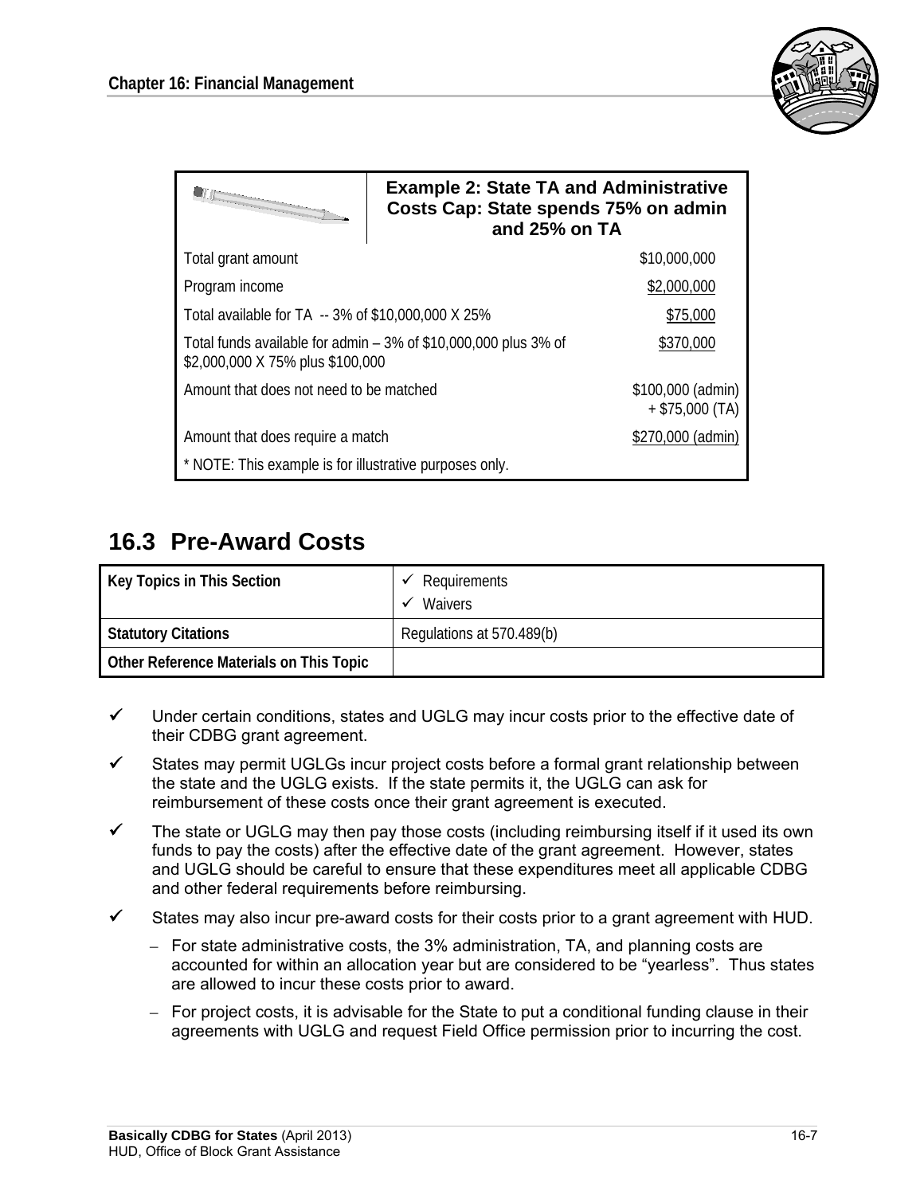| Example 2: State TA and Administrative Costs Cap: State spends 75% on admin and 25% on TA | |
|---|---|
| Total grant amount | $10,000,000 |
| Program income | $2,000,000 |
| Total available for TA -- 3% of $10,000,000 X 25% | $75,000 |
| Total funds available for admin – 3% of $10,000,000 plus 3% of $2,000,000 X 75% plus $100,000 | $370,000 |
| Amount that does not need to be matched | $100,000 (admin) + $75,000 (TA) |
| Amount that does require a match | $270,000 (admin) |
| * NOTE: This example is for illustrative purposes only. | |

## 16.3 Pre-Award Costs

| Key Topics in This Section | ✓ Requirements<br>✓ Waivers |
|---|---|
| Statutory Citations | Regulations at 570.489(b) |
| Other Reference Materials on This Topic | |

- ✓ Under certain conditions, states and UGLG may incur costs prior to the effective date of their CDBG grant agreement.
- ✓ States may permit UGLGs incur project costs before a formal grant relationship between the state and the UGLG exists. If the state permits it, the UGLG can ask for reimbursement of these costs once their grant agreement is executed.
- ✓ The state or UGLG may then pay those costs (including reimbursing itself if it used its own funds to pay the costs) after the effective date of the grant agreement. However, states and UGLG should be careful to ensure that these expenditures meet all applicable CDBG and other federal requirements before reimbursing.
- ✓ States may also incur pre-award costs for their costs prior to a grant agreement with HUD.
  - For state administrative costs, the 3% administration, TA, and planning costs are accounted for within an allocation year but are considered to be "yearless". Thus states are allowed to incur these costs prior to award.
  - For project costs, it is advisable for the State to put a conditional funding clause in their agreements with UGLG and request Field Office permission prior to incurring the cost.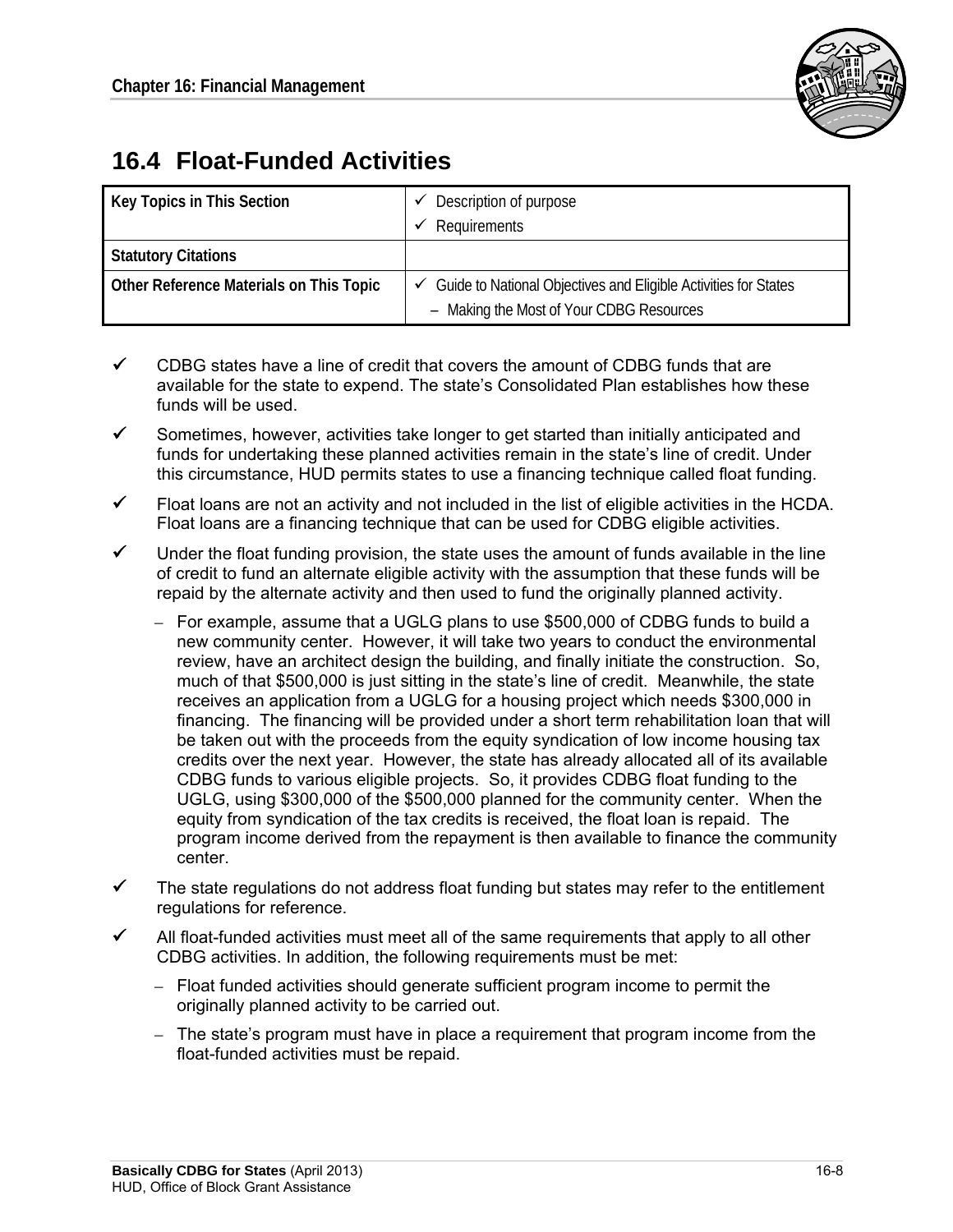## 16.4 Float-Funded Activities

| Key Topics in This Section | ✓ Description of purpose<br>✓ Requirements |
|---|---|
| Statutory Citations | |
| Other Reference Materials on This Topic | ✓ Guide to National Objectives and Eligible Activities for States<br>– Making the Most of Your CDBG Resources |

- ✓ CDBG states have a line of credit that covers the amount of CDBG funds that are available for the state to expend. The state's Consolidated Plan establishes how these funds will be used.
- ✓ Sometimes, however, activities take longer to get started than initially anticipated and funds for undertaking these planned activities remain in the state's line of credit. Under this circumstance, HUD permits states to use a financing technique called float funding.
- ✓ Float loans are not an activity and not included in the list of eligible activities in the HCDA. Float loans are a financing technique that can be used for CDBG eligible activities.
- ✓ Under the float funding provision, the state uses the amount of funds available in the line of credit to fund an alternate eligible activity with the assumption that these funds will be repaid by the alternate activity and then used to fund the originally planned activity.
  - For example, assume that a UGLG plans to use $500,000 of CDBG funds to build a new community center. However, it will take two years to conduct the environmental review, have an architect design the building, and finally initiate the construction. So, much of that $500,000 is just sitting in the state's line of credit. Meanwhile, the state receives an application from a UGLG for a housing project which needs $300,000 in financing. The financing will be provided under a short term rehabilitation loan that will be taken out with the proceeds from the equity syndication of low income housing tax credits over the next year. However, the state has already allocated all of its available CDBG funds to various eligible projects. So, it provides CDBG float funding to the UGLG, using $300,000 of the $500,000 planned for the community center. When the equity from syndication of the tax credits is received, the float loan is repaid. The program income derived from the repayment is then available to finance the community center.
- ✓ The state regulations do not address float funding but states may refer to the entitlement regulations for reference.
- ✓ All float-funded activities must meet all of the same requirements that apply to all other CDBG activities. In addition, the following requirements must be met:
  - Float funded activities should generate sufficient program income to permit the originally planned activity to be carried out.
  - The state's program must have in place a requirement that program income from the float-funded activities must be repaid.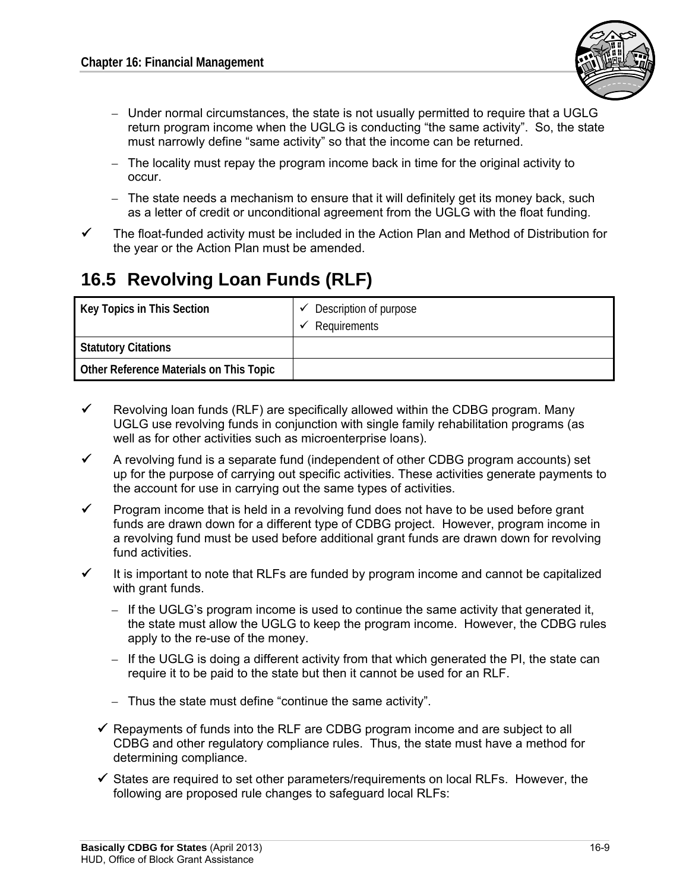- Under normal circumstances, the state is not usually permitted to require that a UGLG return program income when the UGLG is conducting "the same activity". So, the state must narrowly define "same activity" so that the income can be returned.
  - The locality must repay the program income back in time for the original activity to occur.
  - The state needs a mechanism to ensure that it will definitely get its money back, such as a letter of credit or unconditional agreement from the UGLG with the float funding.

- ✓ The float-funded activity must be included in the Action Plan and Method of Distribution for the year or the Action Plan must be amended.

## 16.5 Revolving Loan Funds (RLF)

| Key Topics in This Section | ✓ Description of purpose<br>✓ Requirements |
|---|---|
| Statutory Citations | |
| Other Reference Materials on This Topic | |

- ✓ Revolving loan funds (RLF) are specifically allowed within the CDBG program. Many UGLG use revolving funds in conjunction with single family rehabilitation programs (as well as for other activities such as microenterprise loans).
- ✓ A revolving fund is a separate fund (independent of other CDBG program accounts) set up for the purpose of carrying out specific activities. These activities generate payments to the account for use in carrying out the same types of activities.
- ✓ Program income that is held in a revolving fund does not have to be used before grant funds are drawn down for a different type of CDBG project. However, program income in a revolving fund must be used before additional grant funds are drawn down for revolving fund activities.
- ✓ It is important to note that RLFs are funded by program income and cannot be capitalized with grant funds.
  - If the UGLG's program income is used to continue the same activity that generated it, the state must allow the UGLG to keep the program income. However, the CDBG rules apply to the re-use of the money.
  - If the UGLG is doing a different activity from that which generated the PI, the state can require it to be paid to the state but then it cannot be used for an RLF.
  - Thus the state must define "continue the same activity".
  - ✓ Repayments of funds into the RLF are CDBG program income and are subject to all CDBG and other regulatory compliance rules. Thus, the state must have a method for determining compliance.
  - ✓ States are required to set other parameters/requirements on local RLFs. However, the following are proposed rule changes to safeguard local RLFs: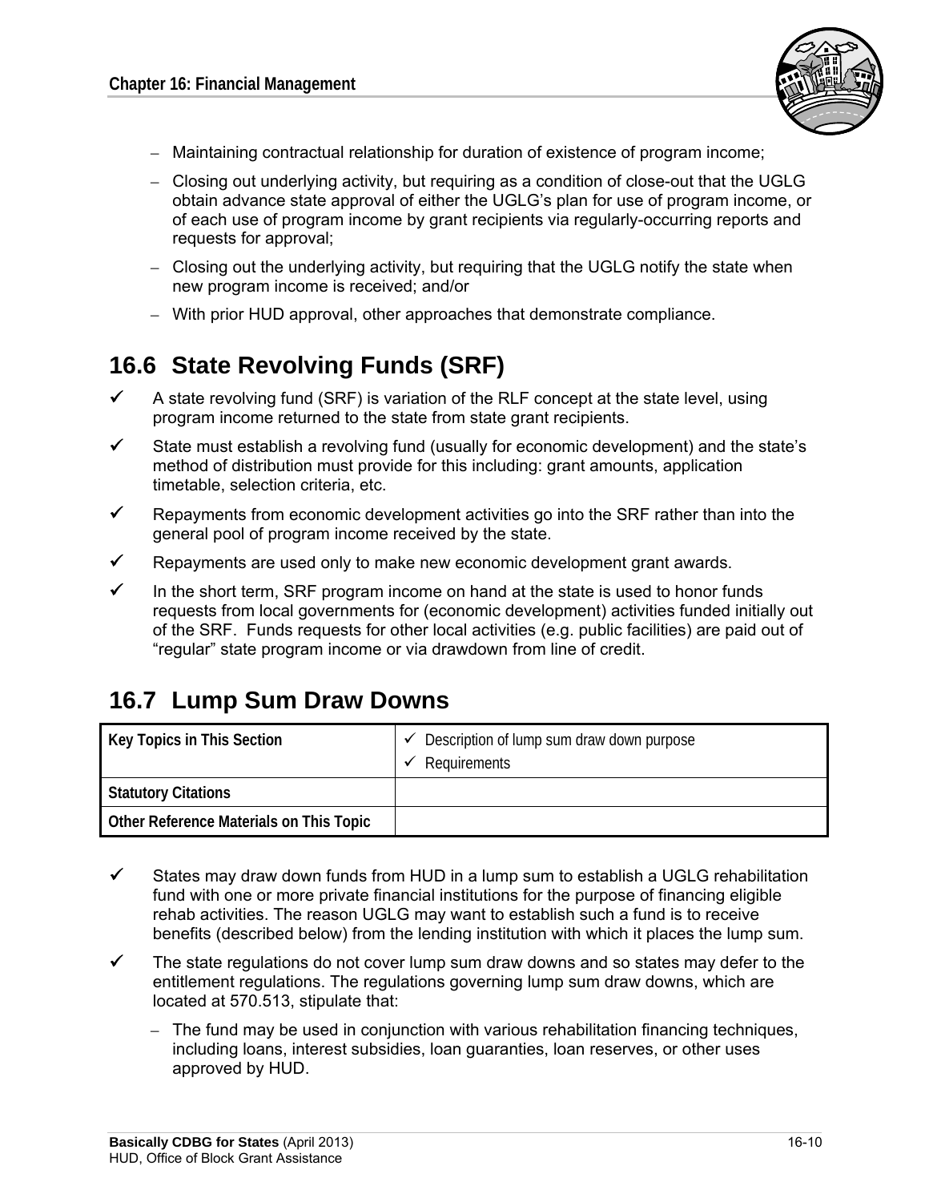- Maintaining contractual relationship for duration of existence of program income;
- Closing out underlying activity, but requiring as a condition of close-out that the UGLG obtain advance state approval of either the UGLG's plan for use of program income, or of each use of program income by grant recipients via regularly-occurring reports and requests for approval;
- Closing out the underlying activity, but requiring that the UGLG notify the state when new program income is received; and/or
- With prior HUD approval, other approaches that demonstrate compliance.

## 16.6 State Revolving Funds (SRF)

- ✓ A state revolving fund (SRF) is variation of the RLF concept at the state level, using program income returned to the state from state grant recipients.
- ✓ State must establish a revolving fund (usually for economic development) and the state's method of distribution must provide for this including: grant amounts, application timetable, selection criteria, etc.
- ✓ Repayments from economic development activities go into the SRF rather than into the general pool of program income received by the state.
- ✓ Repayments are used only to make new economic development grant awards.
- ✓ In the short term, SRF program income on hand at the state is used to honor funds requests from local governments for (economic development) activities funded initially out of the SRF. Funds requests for other local activities (e.g. public facilities) are paid out of "regular" state program income or via drawdown from line of credit.

## 16.7 Lump Sum Draw Downs

| Key Topics in This Section | ✓ Description of lump sum draw down purpose<br>✓ Requirements |
|---|---|
| Statutory Citations | |
| Other Reference Materials on This Topic | |

- ✓ States may draw down funds from HUD in a lump sum to establish a UGLG rehabilitation fund with one or more private financial institutions for the purpose of financing eligible rehab activities. The reason UGLG may want to establish such a fund is to receive benefits (described below) from the lending institution with which it places the lump sum.
- ✓ The state regulations do not cover lump sum draw downs and so states may defer to the entitlement regulations. The regulations governing lump sum draw downs, which are located at 570.513, stipulate that:
  - The fund may be used in conjunction with various rehabilitation financing techniques, including loans, interest subsidies, loan guaranties, loan reserves, or other uses approved by HUD.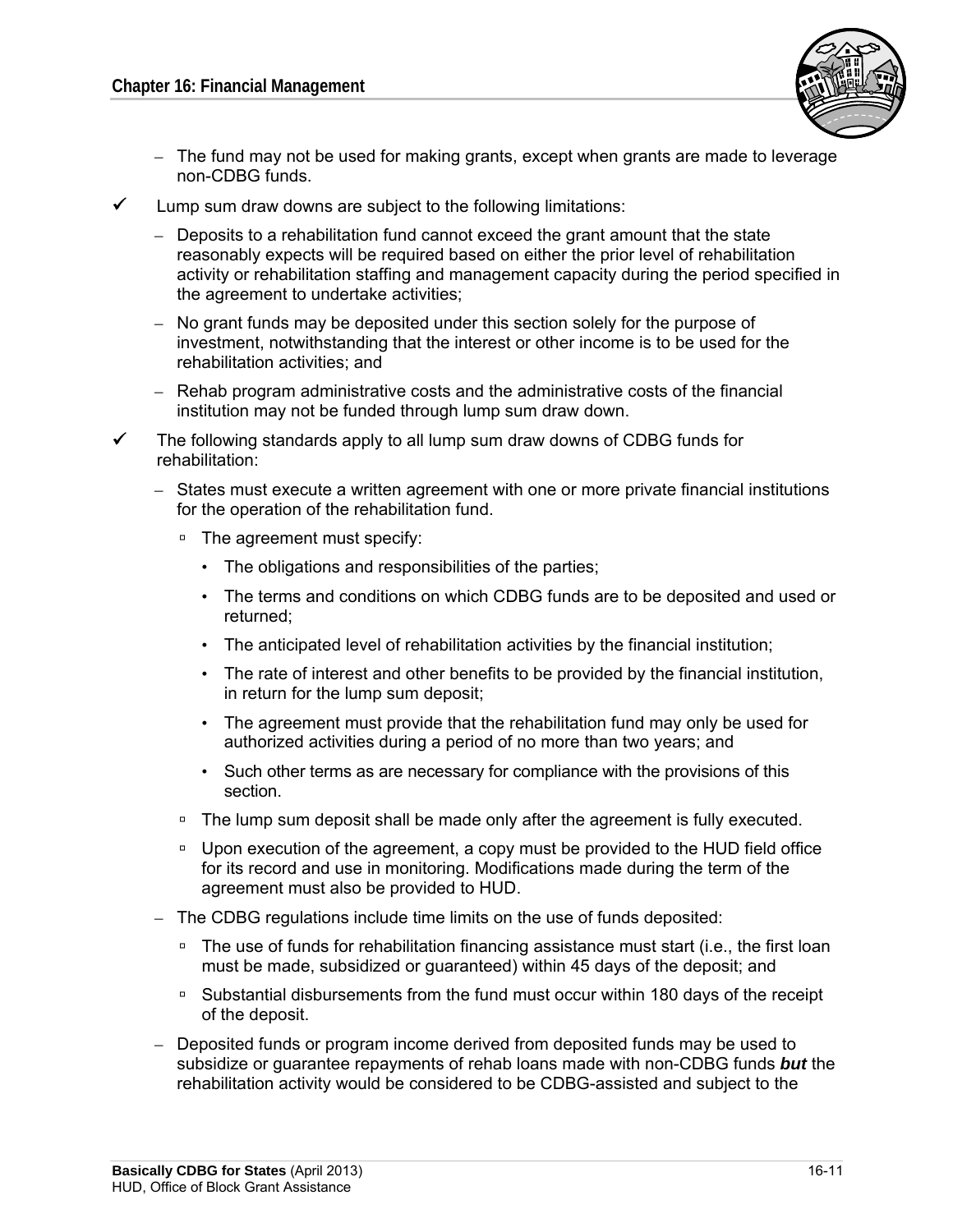- The fund may not be used for making grants, except when grants are made to leverage non-CDBG funds.

- ✓ Lump sum draw downs are subject to the following limitations:
  - Deposits to a rehabilitation fund cannot exceed the grant amount that the state reasonably expects will be required based on either the prior level of rehabilitation activity or rehabilitation staffing and management capacity during the period specified in the agreement to undertake activities;
  - No grant funds may be deposited under this section solely for the purpose of investment, notwithstanding that the interest or other income is to be used for the rehabilitation activities; and
  - Rehab program administrative costs and the administrative costs of the financial institution may not be funded through lump sum draw down.

- ✓ The following standards apply to all lump sum draw downs of CDBG funds for rehabilitation:
  - States must execute a written agreement with one or more private financial institutions for the operation of the rehabilitation fund.
    - The agreement must specify:
      - The obligations and responsibilities of the parties;
      - The terms and conditions on which CDBG funds are to be deposited and used or returned;
      - The anticipated level of rehabilitation activities by the financial institution;
      - The rate of interest and other benefits to be provided by the financial institution, in return for the lump sum deposit;
      - The agreement must provide that the rehabilitation fund may only be used for authorized activities during a period of no more than two years; and
      - Such other terms as are necessary for compliance with the provisions of this section.
    - The lump sum deposit shall be made only after the agreement is fully executed.
    - Upon execution of the agreement, a copy must be provided to the HUD field office for its record and use in monitoring. Modifications made during the term of the agreement must also be provided to HUD.
  - The CDBG regulations include time limits on the use of funds deposited:
    - The use of funds for rehabilitation financing assistance must start (i.e., the first loan must be made, subsidized or guaranteed) within 45 days of the deposit; and
    - Substantial disbursements from the fund must occur within 180 days of the receipt of the deposit.
  - Deposited funds or program income derived from deposited funds may be used to subsidize or guarantee repayments of rehab loans made with non-CDBG funds ***but*** the rehabilitation activity would be considered to be CDBG-assisted and subject to the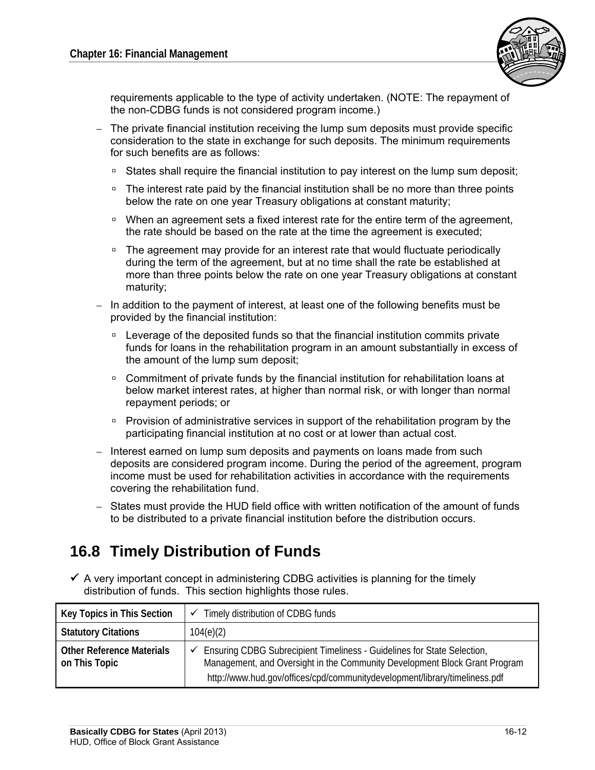requirements applicable to the type of activity undertaken. (NOTE: The repayment of the non-CDBG funds is not considered program income.)

- The private financial institution receiving the lump sum deposits must provide specific consideration to the state in exchange for such deposits. The minimum requirements for such benefits are as follows:
  - States shall require the financial institution to pay interest on the lump sum deposit;
  - The interest rate paid by the financial institution shall be no more than three points below the rate on one year Treasury obligations at constant maturity;
  - When an agreement sets a fixed interest rate for the entire term of the agreement, the rate should be based on the rate at the time the agreement is executed;
  - The agreement may provide for an interest rate that would fluctuate periodically during the term of the agreement, but at no time shall the rate be established at more than three points below the rate on one year Treasury obligations at constant maturity;
- In addition to the payment of interest, at least one of the following benefits must be provided by the financial institution:
  - Leverage of the deposited funds so that the financial institution commits private funds for loans in the rehabilitation program in an amount substantially in excess of the amount of the lump sum deposit;
  - Commitment of private funds by the financial institution for rehabilitation loans at below market interest rates, at higher than normal risk, or with longer than normal repayment periods; or
  - Provision of administrative services in support of the rehabilitation program by the participating financial institution at no cost or at lower than actual cost.
- Interest earned on lump sum deposits and payments on loans made from such deposits are considered program income. During the period of the agreement, program income must be used for rehabilitation activities in accordance with the requirements covering the rehabilitation fund.
- States must provide the HUD field office with written notification of the amount of funds to be distributed to a private financial institution before the distribution occurs.

## 16.8 Timely Distribution of Funds

✓ A very important concept in administering CDBG activities is planning for the timely distribution of funds. This section highlights those rules.

| **Key Topics in This Section** | ✓ Timely distribution of CDBG funds |
|---|---|
| **Statutory Citations** | 104(e)(2) |
| **Other Reference Materials on This Topic** | ✓ Ensuring CDBG Subrecipient Timeliness - Guidelines for State Selection, Management, and Oversight in the Community Development Block Grant Program http://www.hud.gov/offices/cpd/communitydevelopment/library/timeliness.pdf |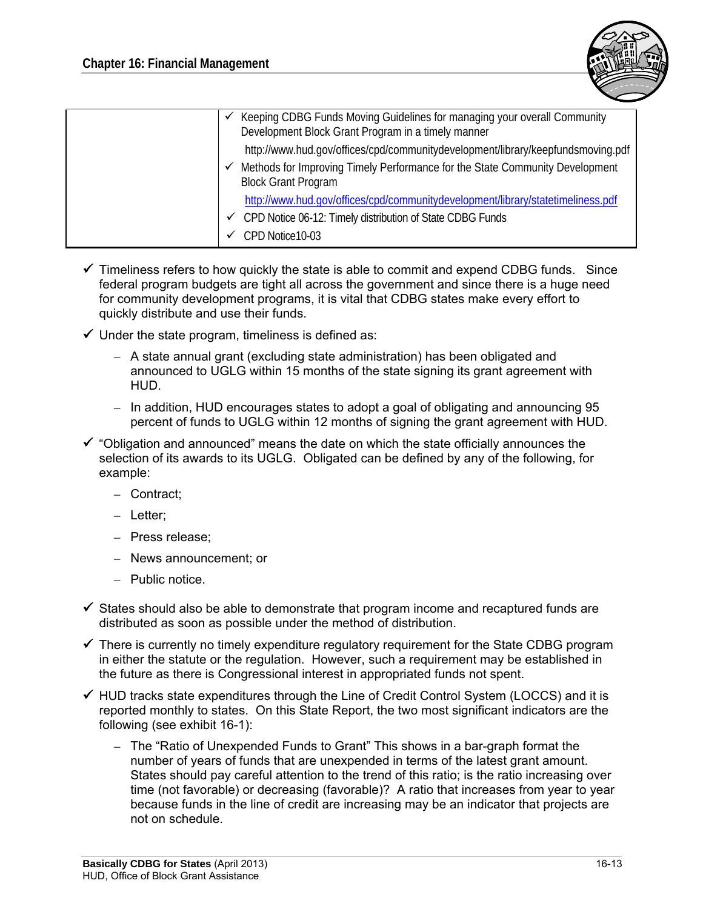| | |
|---|---|
| | ✓ Keeping CDBG Funds Moving Guidelines for managing your overall Community Development Block Grant Program in a timely manner<br>http://www.hud.gov/offices/cpd/communitydevelopment/library/keepfundsmoving.pdf<br>✓ Methods for Improving Timely Performance for the State Community Development Block Grant Program<br>http://www.hud.gov/offices/cpd/communitydevelopment/library/statetimeliness.pdf<br>✓ CPD Notice 06-12: Timely distribution of State CDBG Funds<br>✓ CPD Notice10-03 |

- ✓ Timeliness refers to how quickly the state is able to commit and expend CDBG funds. Since federal program budgets are tight all across the government and since there is a huge need for community development programs, it is vital that CDBG states make every effort to quickly distribute and use their funds.
- ✓ Under the state program, timeliness is defined as:
  - A state annual grant (excluding state administration) has been obligated and announced to UGLG within 15 months of the state signing its grant agreement with HUD.
  - In addition, HUD encourages states to adopt a goal of obligating and announcing 95 percent of funds to UGLG within 12 months of signing the grant agreement with HUD.
- ✓ "Obligation and announced" means the date on which the state officially announces the selection of its awards to its UGLG. Obligated can be defined by any of the following, for example:
  - Contract;
  - Letter;
  - Press release;
  - News announcement; or
  - Public notice.
- ✓ States should also be able to demonstrate that program income and recaptured funds are distributed as soon as possible under the method of distribution.
- ✓ There is currently no timely expenditure regulatory requirement for the State CDBG program in either the statute or the regulation. However, such a requirement may be established in the future as there is Congressional interest in appropriated funds not spent.
- ✓ HUD tracks state expenditures through the Line of Credit Control System (LOCCS) and it is reported monthly to states. On this State Report, the two most significant indicators are the following (see exhibit 16-1):
  - The "Ratio of Unexpended Funds to Grant" This shows in a bar-graph format the number of years of funds that are unexpended in terms of the latest grant amount. States should pay careful attention to the trend of this ratio; is the ratio increasing over time (not favorable) or decreasing (favorable)? A ratio that increases from year to year because funds in the line of credit are increasing may be an indicator that projects are not on schedule.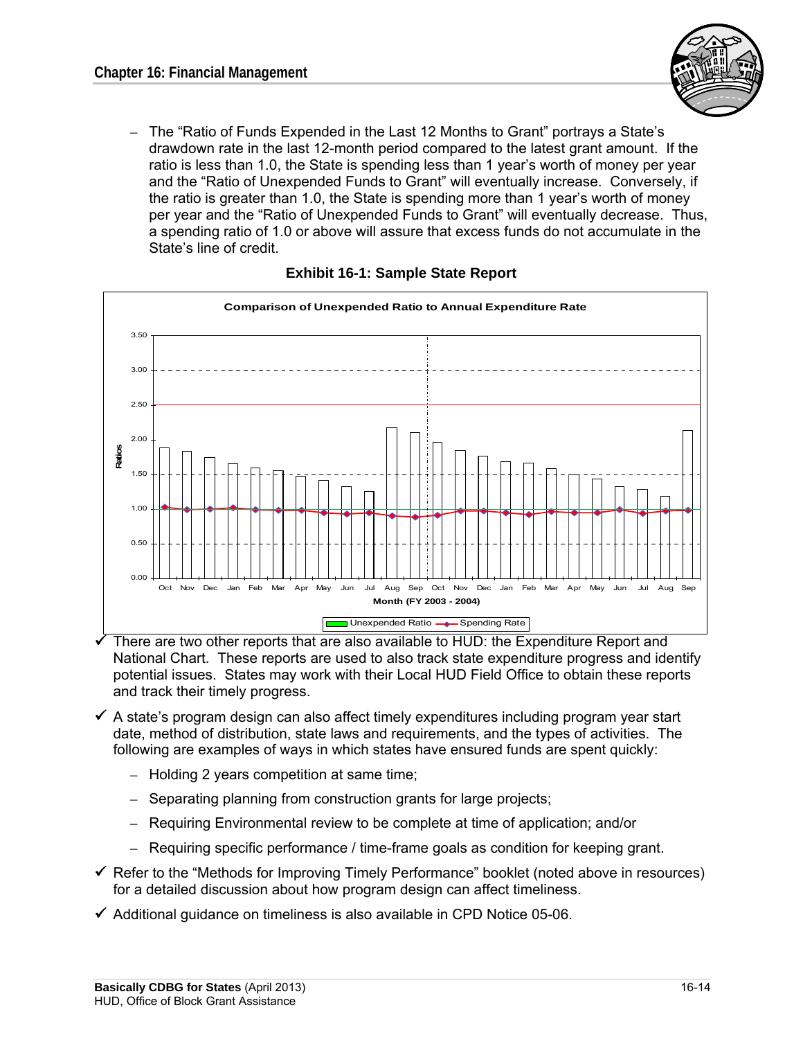- The "Ratio of Funds Expended in the Last 12 Months to Grant" portrays a State's drawdown rate in the last 12-month period compared to the latest grant amount. If the ratio is less than 1.0, the State is spending less than 1 year's worth of money per year and the "Ratio of Unexpended Funds to Grant" will eventually increase. Conversely, if the ratio is greater than 1.0, the State is spending more than 1 year's worth of money per year and the "Ratio of Unexpended Funds to Grant" will eventually decrease. Thus, a spending ratio of 1.0 or above will assure that excess funds do not accumulate in the State's line of credit.

**Exhibit 16-1: Sample State Report**

**Comparison of Unexpended Ratio to Annual Expenditure Rate**

Ratios

Month (FY 2003 - 2004)

Unexpended Ratio — Spending Rate

- ✓ There are two other reports that are also available to HUD: the Expenditure Report and National Chart. These reports are used to also track state expenditure progress and identify potential issues. States may work with their Local HUD Field Office to obtain these reports and track their timely progress.
- ✓ A state's program design can also affect timely expenditures including program year start date, method of distribution, state laws and requirements, and the types of activities. The following are examples of ways in which states have ensured funds are spent quickly:
  - Holding 2 years competition at same time;
  - Separating planning from construction grants for large projects;
  - Requiring Environmental review to be complete at time of application; and/or
  - Requiring specific performance / time-frame goals as condition for keeping grant.
- ✓ Refer to the "Methods for Improving Timely Performance" booklet (noted above in resources) for a detailed discussion about how program design can affect timeliness.
- ✓ Additional guidance on timeliness is also available in CPD Notice 05-06.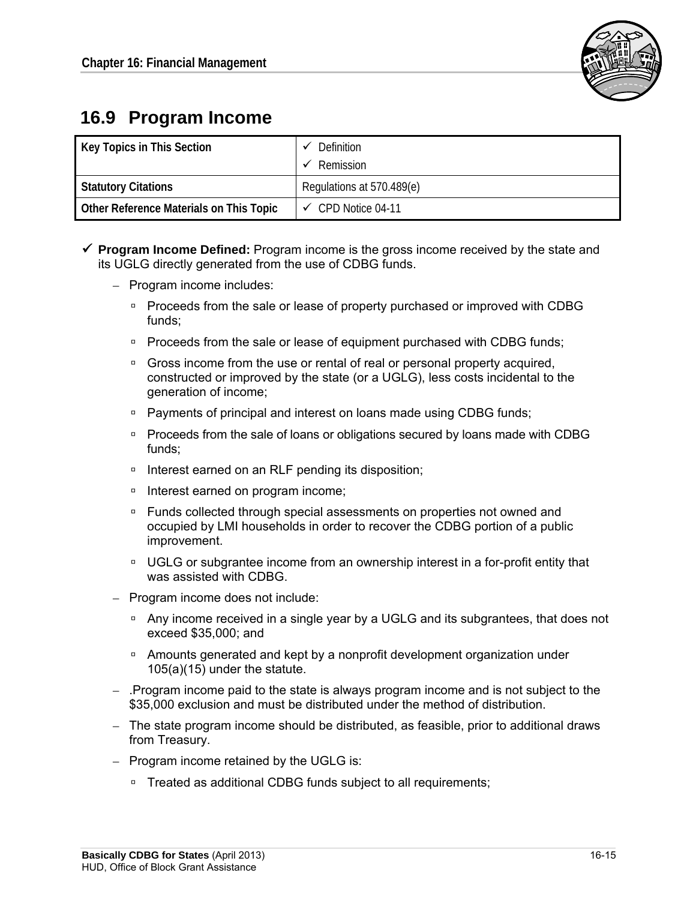## 16.9 Program Income

| Key Topics in This Section | ✓ Definition<br>✓ Remission |
|---|---|
| Statutory Citations | Regulations at 570.489(e) |
| Other Reference Materials on This Topic | ✓ CPD Notice 04-11 |

- ✓ **Program Income Defined:** Program income is the gross income received by the state and its UGLG directly generated from the use of CDBG funds.
  - Program income includes:
    - Proceeds from the sale or lease of property purchased or improved with CDBG funds;
    - Proceeds from the sale or lease of equipment purchased with CDBG funds;
    - Gross income from the use or rental of real or personal property acquired, constructed or improved by the state (or a UGLG), less costs incidental to the generation of income;
    - Payments of principal and interest on loans made using CDBG funds;
    - Proceeds from the sale of loans or obligations secured by loans made with CDBG funds;
    - Interest earned on an RLF pending its disposition;
    - Interest earned on program income;
    - Funds collected through special assessments on properties not owned and occupied by LMI households in order to recover the CDBG portion of a public improvement.
    - UGLG or subgrantee income from an ownership interest in a for-profit entity that was assisted with CDBG.
  - Program income does not include:
    - Any income received in a single year by a UGLG and its subgrantees, that does not exceed $35,000; and
    - Amounts generated and kept by a nonprofit development organization under 105(a)(15) under the statute.
  - .Program income paid to the state is always program income and is not subject to the $35,000 exclusion and must be distributed under the method of distribution.
  - The state program income should be distributed, as feasible, prior to additional draws from Treasury.
  - Program income retained by the UGLG is:
    - Treated as additional CDBG funds subject to all requirements;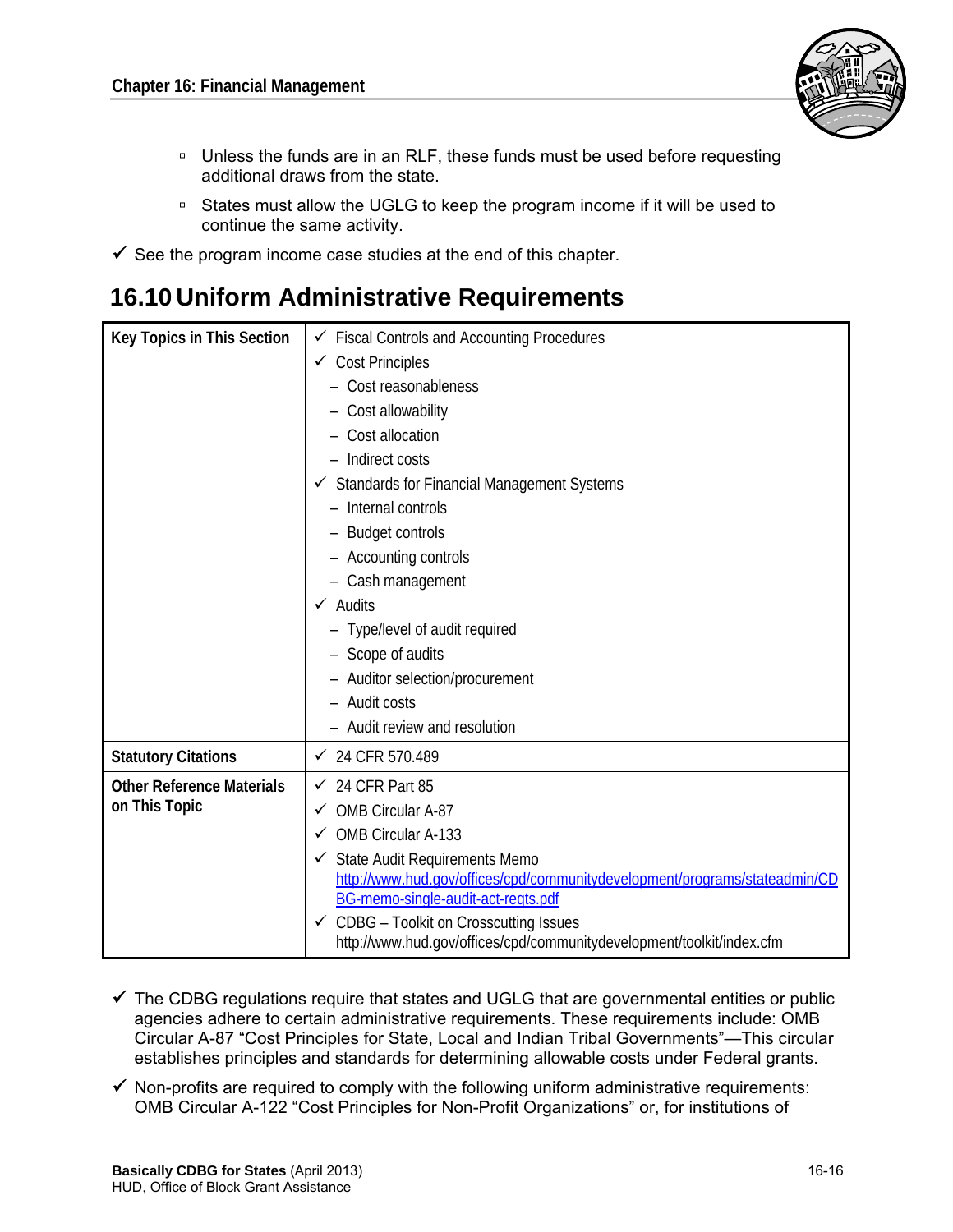- Unless the funds are in an RLF, these funds must be used before requesting additional draws from the state.
- States must allow the UGLG to keep the program income if it will be used to continue the same activity.

✓ See the program income case studies at the end of this chapter.

## 16.10 Uniform Administrative Requirements

| Key Topics in This Section | ✓ Fiscal Controls and Accounting Procedures<br>✓ Cost Principles<br>– Cost reasonableness<br>– Cost allowability<br>– Cost allocation<br>– Indirect costs<br>✓ Standards for Financial Management Systems<br>– Internal controls<br>– Budget controls<br>– Accounting controls<br>– Cash management<br>✓ Audits<br>– Type/level of audit required<br>– Scope of audits<br>– Auditor selection/procurement<br>– Audit costs<br>– Audit review and resolution |
|---|---|
| **Statutory Citations** | ✓ 24 CFR 570.489 |
| **Other Reference Materials on This Topic** | ✓ 24 CFR Part 85<br>✓ OMB Circular A-87<br>✓ OMB Circular A-133<br>✓ State Audit Requirements Memo http://www.hud.gov/offices/cpd/communitydevelopment/programs/stateadmin/CDBG-memo-single-audit-act-reqts.pdf<br>✓ CDBG – Toolkit on Crosscutting Issues http://www.hud.gov/offices/cpd/communitydevelopment/toolkit/index.cfm |

✓ The CDBG regulations require that states and UGLG that are governmental entities or public agencies adhere to certain administrative requirements. These requirements include: OMB Circular A-87 "Cost Principles for State, Local and Indian Tribal Governments"—This circular establishes principles and standards for determining allowable costs under Federal grants.

✓ Non-profits are required to comply with the following uniform administrative requirements: OMB Circular A-122 "Cost Principles for Non-Profit Organizations" or, for institutions of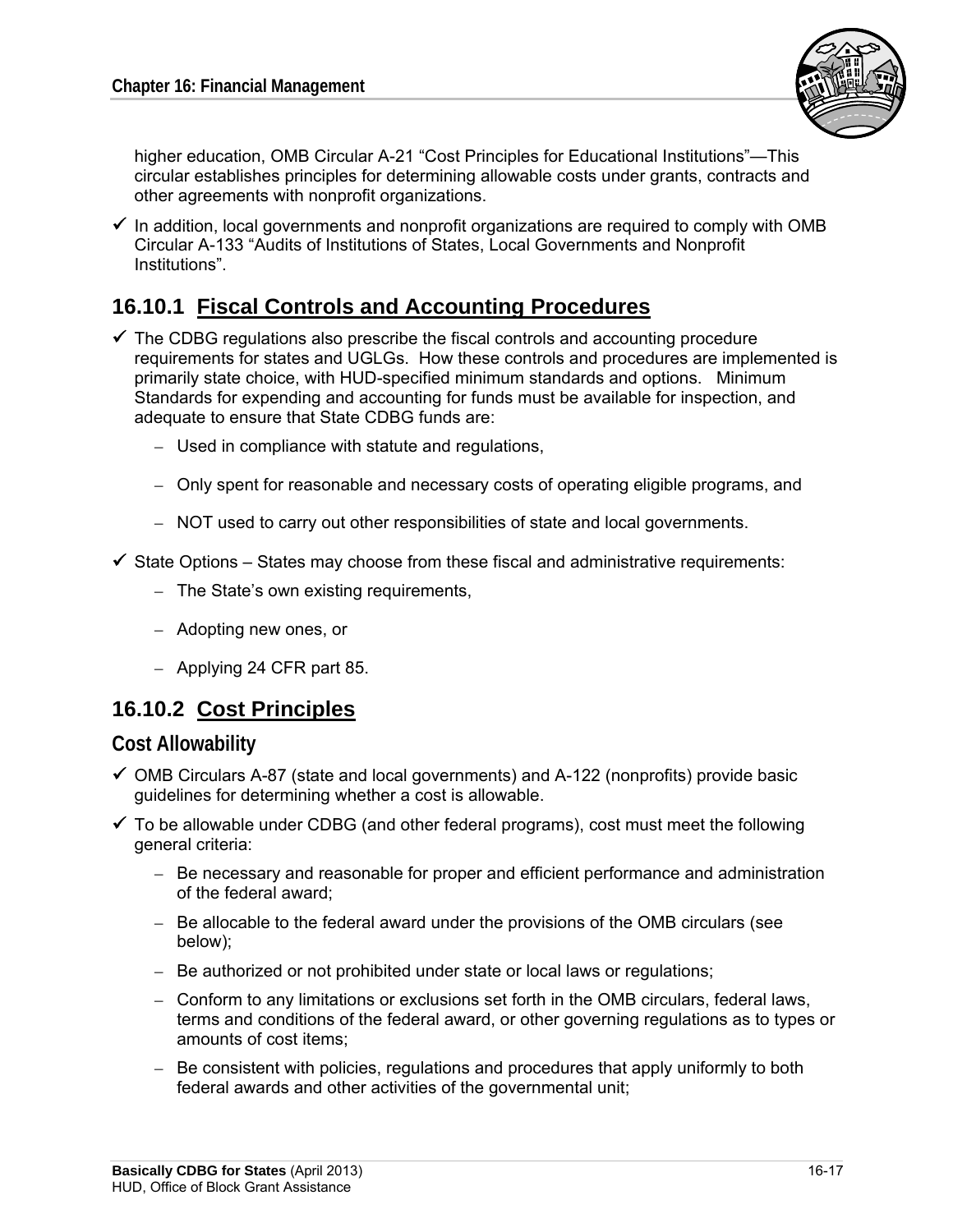higher education, OMB Circular A-21 "Cost Principles for Educational Institutions"—This circular establishes principles for determining allowable costs under grants, contracts and other agreements with nonprofit organizations.

- ✓ In addition, local governments and nonprofit organizations are required to comply with OMB Circular A-133 "Audits of Institutions of States, Local Governments and Nonprofit Institutions".

## 16.10.1 Fiscal Controls and Accounting Procedures

- ✓ The CDBG regulations also prescribe the fiscal controls and accounting procedure requirements for states and UGLGs. How these controls and procedures are implemented is primarily state choice, with HUD-specified minimum standards and options. Minimum Standards for expending and accounting for funds must be available for inspection, and adequate to ensure that State CDBG funds are:
  - Used in compliance with statute and regulations,
  - Only spent for reasonable and necessary costs of operating eligible programs, and
  - NOT used to carry out other responsibilities of state and local governments.
- ✓ State Options – States may choose from these fiscal and administrative requirements:
  - The State's own existing requirements,
  - Adopting new ones, or
  - Applying 24 CFR part 85.

## 16.10.2 Cost Principles

### Cost Allowability

- ✓ OMB Circulars A-87 (state and local governments) and A-122 (nonprofits) provide basic guidelines for determining whether a cost is allowable.
- ✓ To be allowable under CDBG (and other federal programs), cost must meet the following general criteria:
  - Be necessary and reasonable for proper and efficient performance and administration of the federal award;
  - Be allocable to the federal award under the provisions of the OMB circulars (see below);
  - Be authorized or not prohibited under state or local laws or regulations;
  - Conform to any limitations or exclusions set forth in the OMB circulars, federal laws, terms and conditions of the federal award, or other governing regulations as to types or amounts of cost items;
  - Be consistent with policies, regulations and procedures that apply uniformly to both federal awards and other activities of the governmental unit;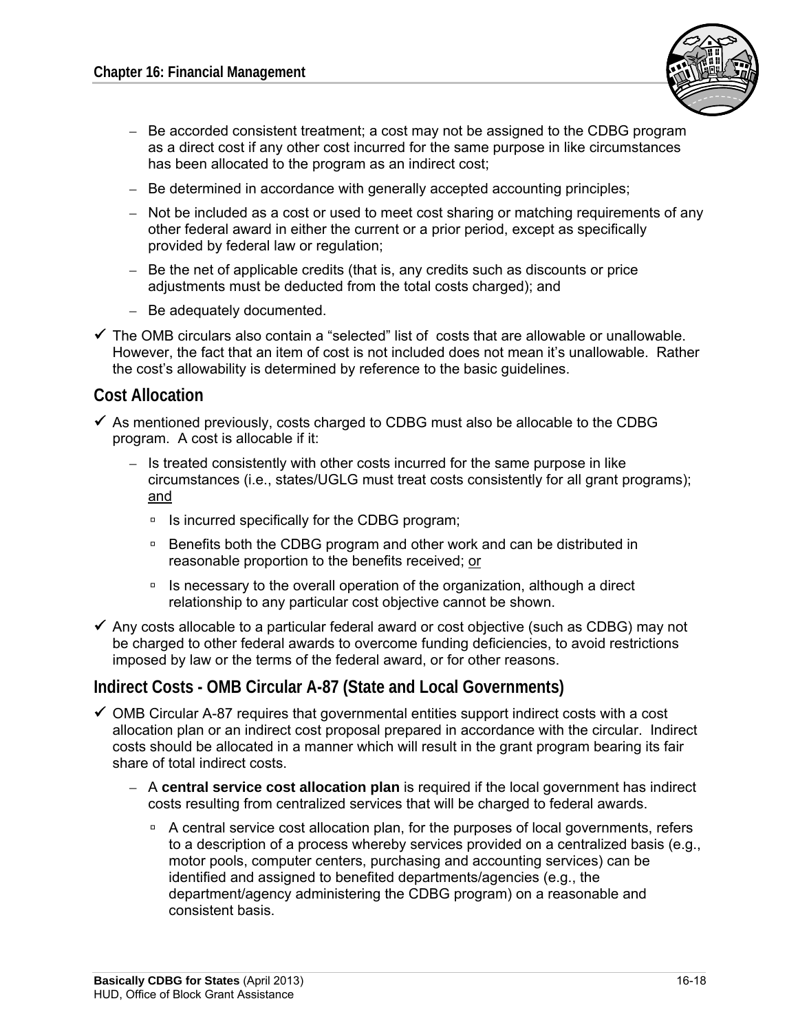- Be accorded consistent treatment; a cost may not be assigned to the CDBG program as a direct cost if any other cost incurred for the same purpose in like circumstances has been allocated to the program as an indirect cost;
  - Be determined in accordance with generally accepted accounting principles;
  - Not be included as a cost or used to meet cost sharing or matching requirements of any other federal award in either the current or a prior period, except as specifically provided by federal law or regulation;
  - Be the net of applicable credits (that is, any credits such as discounts or price adjustments must be deducted from the total costs charged); and
  - Be adequately documented.

- ✓ The OMB circulars also contain a "selected" list of costs that are allowable or unallowable. However, the fact that an item of cost is not included does not mean it's unallowable. Rather the cost's allowability is determined by reference to the basic guidelines.

## Cost Allocation

- ✓ As mentioned previously, costs charged to CDBG must also be allocable to the CDBG program. A cost is allocable if it:
  - Is treated consistently with other costs incurred for the same purpose in like circumstances (i.e., states/UGLG must treat costs consistently for all grant programs); <u>and</u>
    - Is incurred specifically for the CDBG program;
    - Benefits both the CDBG program and other work and can be distributed in reasonable proportion to the benefits received; <u>or</u>
    - Is necessary to the overall operation of the organization, although a direct relationship to any particular cost objective cannot be shown.

- ✓ Any costs allocable to a particular federal award or cost objective (such as CDBG) may not be charged to other federal awards to overcome funding deficiencies, to avoid restrictions imposed by law or the terms of the federal award, or for other reasons.

## Indirect Costs - OMB Circular A-87 (State and Local Governments)

- ✓ OMB Circular A-87 requires that governmental entities support indirect costs with a cost allocation plan or an indirect cost proposal prepared in accordance with the circular. Indirect costs should be allocated in a manner which will result in the grant program bearing its fair share of total indirect costs.
  - A **central service cost allocation plan** is required if the local government has indirect costs resulting from centralized services that will be charged to federal awards.
    - A central service cost allocation plan, for the purposes of local governments, refers to a description of a process whereby services provided on a centralized basis (e.g., motor pools, computer centers, purchasing and accounting services) can be identified and assigned to benefited departments/agencies (e.g., the department/agency administering the CDBG program) on a reasonable and consistent basis.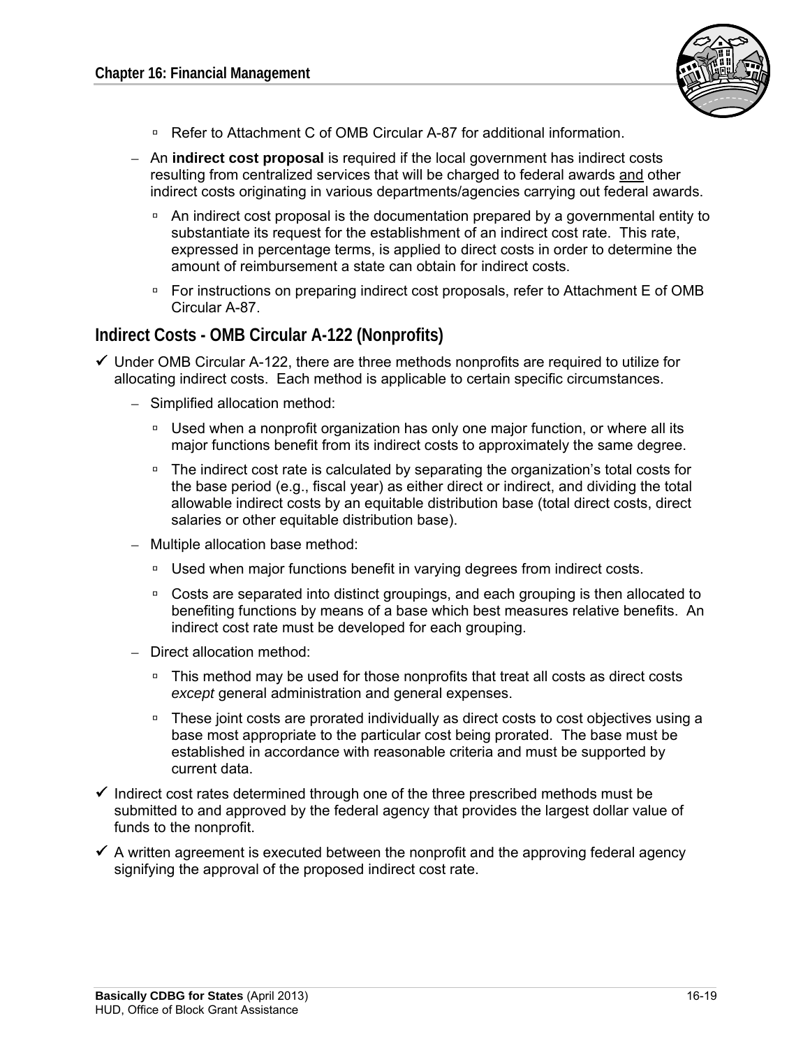- Refer to Attachment C of OMB Circular A-87 for additional information.

- An **indirect cost proposal** is required if the local government has indirect costs resulting from centralized services that will be charged to federal awards and other indirect costs originating in various departments/agencies carrying out federal awards.
   - An indirect cost proposal is the documentation prepared by a governmental entity to substantiate its request for the establishment of an indirect cost rate. This rate, expressed in percentage terms, is applied to direct costs in order to determine the amount of reimbursement a state can obtain for indirect costs.
   - For instructions on preparing indirect cost proposals, refer to Attachment E of OMB Circular A-87.

## Indirect Costs - OMB Circular A-122 (Nonprofits)

- ✓ Under OMB Circular A-122, there are three methods nonprofits are required to utilize for allocating indirect costs. Each method is applicable to certain specific circumstances.
   - Simplified allocation method:
      - Used when a nonprofit organization has only one major function, or where all its major functions benefit from its indirect costs to approximately the same degree.
      - The indirect cost rate is calculated by separating the organization's total costs for the base period (e.g., fiscal year) as either direct or indirect, and dividing the total allowable indirect costs by an equitable distribution base (total direct costs, direct salaries or other equitable distribution base).
   - Multiple allocation base method:
      - Used when major functions benefit in varying degrees from indirect costs.
      - Costs are separated into distinct groupings, and each grouping is then allocated to benefiting functions by means of a base which best measures relative benefits. An indirect cost rate must be developed for each grouping.
   - Direct allocation method:
      - This method may be used for those nonprofits that treat all costs as direct costs *except* general administration and general expenses.
      - These joint costs are prorated individually as direct costs to cost objectives using a base most appropriate to the particular cost being prorated. The base must be established in accordance with reasonable criteria and must be supported by current data.
- ✓ Indirect cost rates determined through one of the three prescribed methods must be submitted to and approved by the federal agency that provides the largest dollar value of funds to the nonprofit.
- ✓ A written agreement is executed between the nonprofit and the approving federal agency signifying the approval of the proposed indirect cost rate.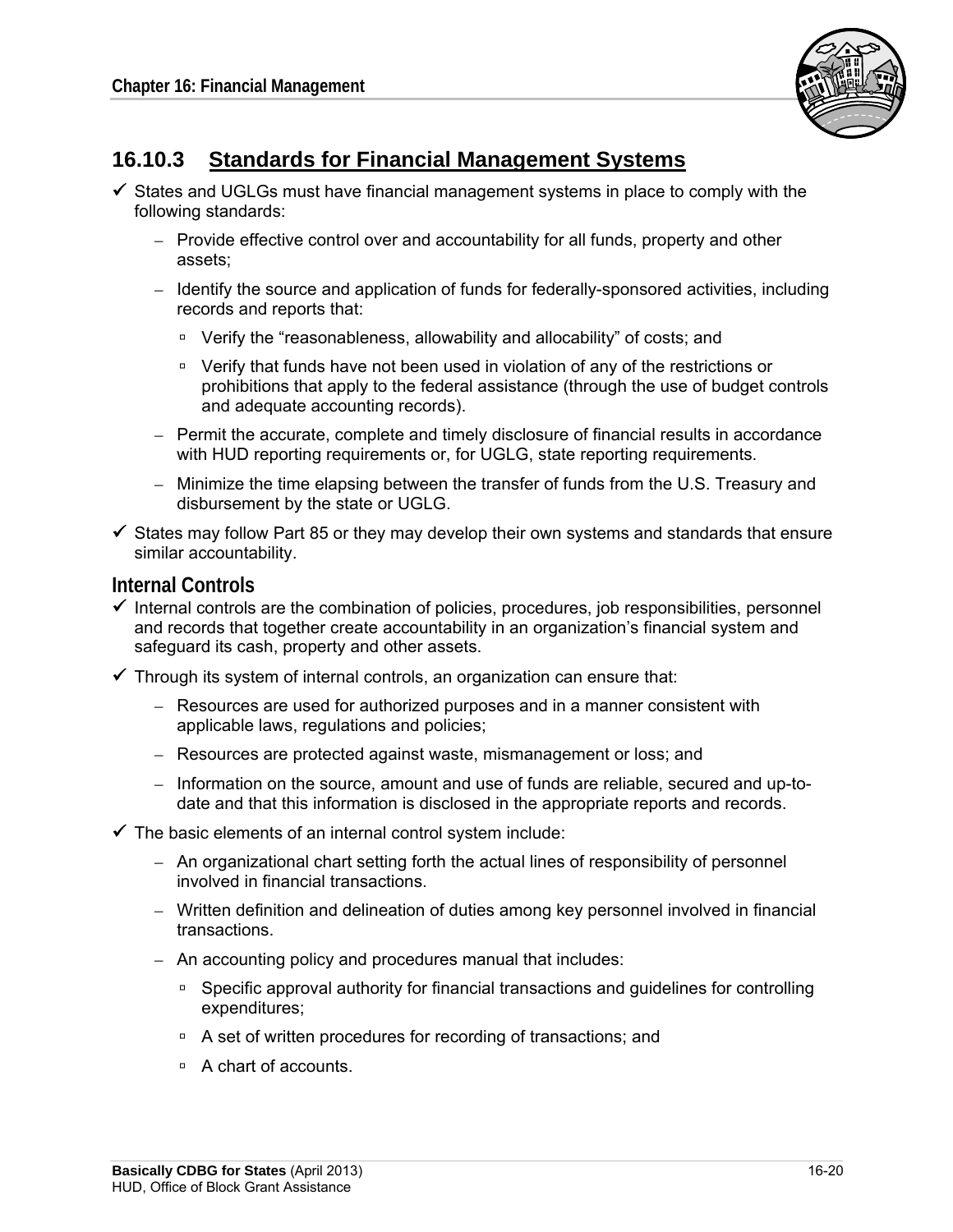## 16.10.3 Standards for Financial Management Systems

- ✓ States and UGLGs must have financial management systems in place to comply with the following standards:
  - Provide effective control over and accountability for all funds, property and other assets;
  - Identify the source and application of funds for federally-sponsored activities, including records and reports that:
    - Verify the "reasonableness, allowability and allocability" of costs; and
    - Verify that funds have not been used in violation of any of the restrictions or prohibitions that apply to the federal assistance (through the use of budget controls and adequate accounting records).
  - Permit the accurate, complete and timely disclosure of financial results in accordance with HUD reporting requirements or, for UGLG, state reporting requirements.
  - Minimize the time elapsing between the transfer of funds from the U.S. Treasury and disbursement by the state or UGLG.
- ✓ States may follow Part 85 or they may develop their own systems and standards that ensure similar accountability.

### Internal Controls

- ✓ Internal controls are the combination of policies, procedures, job responsibilities, personnel and records that together create accountability in an organization's financial system and safeguard its cash, property and other assets.
- ✓ Through its system of internal controls, an organization can ensure that:
  - Resources are used for authorized purposes and in a manner consistent with applicable laws, regulations and policies;
  - Resources are protected against waste, mismanagement or loss; and
  - Information on the source, amount and use of funds are reliable, secured and up-to-date and that this information is disclosed in the appropriate reports and records.
- ✓ The basic elements of an internal control system include:
  - An organizational chart setting forth the actual lines of responsibility of personnel involved in financial transactions.
  - Written definition and delineation of duties among key personnel involved in financial transactions.
  - An accounting policy and procedures manual that includes:
    - Specific approval authority for financial transactions and guidelines for controlling expenditures;
    - A set of written procedures for recording of transactions; and
    - A chart of accounts.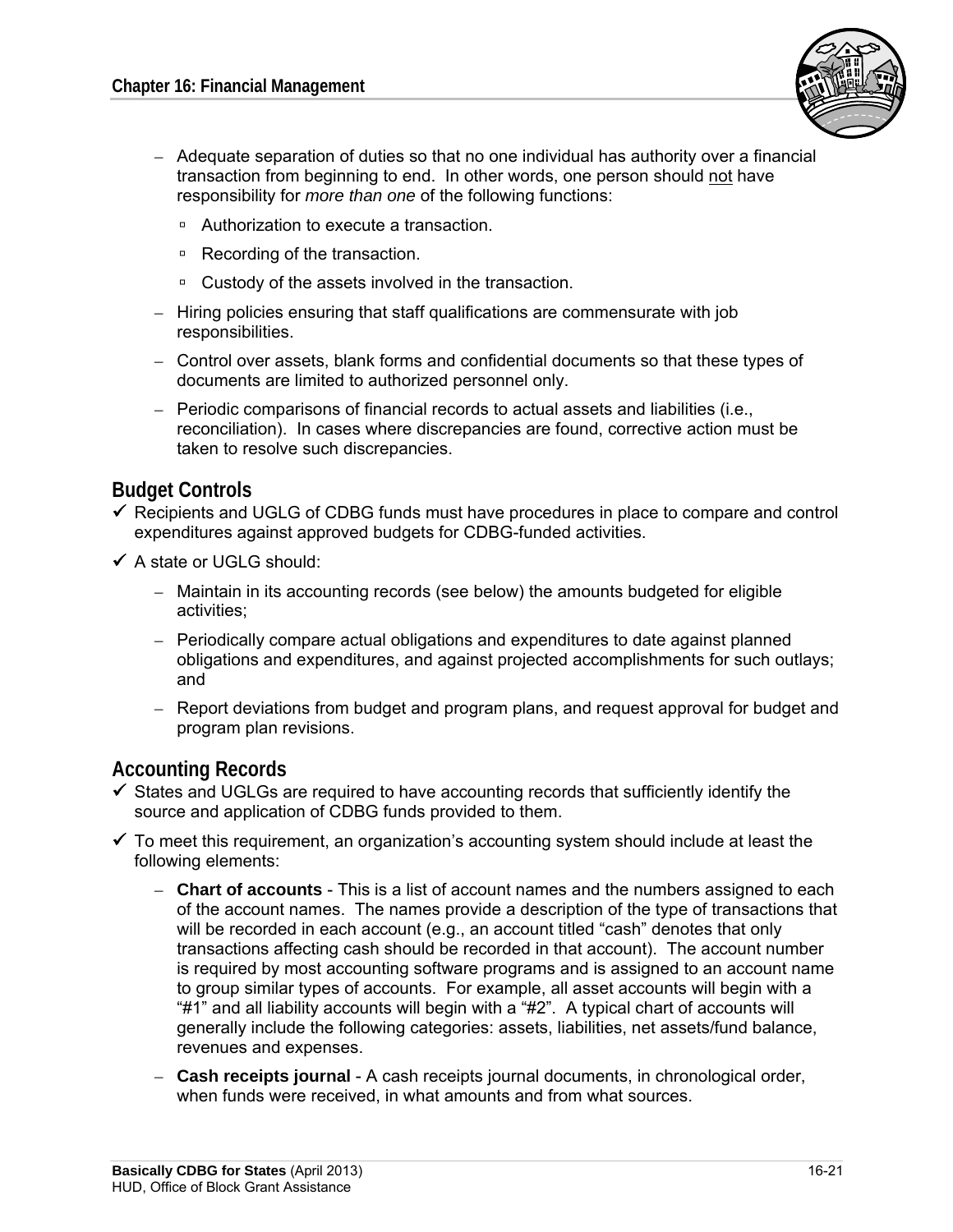- Adequate separation of duties so that no one individual has authority over a financial transaction from beginning to end. In other words, one person should not have responsibility for *more than one* of the following functions:
  - Authorization to execute a transaction.
  - Recording of the transaction.
  - Custody of the assets involved in the transaction.
- Hiring policies ensuring that staff qualifications are commensurate with job responsibilities.
- Control over assets, blank forms and confidential documents so that these types of documents are limited to authorized personnel only.
- Periodic comparisons of financial records to actual assets and liabilities (i.e., reconciliation). In cases where discrepancies are found, corrective action must be taken to resolve such discrepancies.

## Budget Controls

- ✓ Recipients and UGLG of CDBG funds must have procedures in place to compare and control expenditures against approved budgets for CDBG-funded activities.
- ✓ A state or UGLG should:
  - Maintain in its accounting records (see below) the amounts budgeted for eligible activities;
  - Periodically compare actual obligations and expenditures to date against planned obligations and expenditures, and against projected accomplishments for such outlays; and
  - Report deviations from budget and program plans, and request approval for budget and program plan revisions.

## Accounting Records

- ✓ States and UGLGs are required to have accounting records that sufficiently identify the source and application of CDBG funds provided to them.
- ✓ To meet this requirement, an organization's accounting system should include at least the following elements:
  - **Chart of accounts** - This is a list of account names and the numbers assigned to each of the account names. The names provide a description of the type of transactions that will be recorded in each account (e.g., an account titled "cash" denotes that only transactions affecting cash should be recorded in that account). The account number is required by most accounting software programs and is assigned to an account name to group similar types of accounts. For example, all asset accounts will begin with a "#1" and all liability accounts will begin with a "#2". A typical chart of accounts will generally include the following categories: assets, liabilities, net assets/fund balance, revenues and expenses.
  - **Cash receipts journal** - A cash receipts journal documents, in chronological order, when funds were received, in what amounts and from what sources.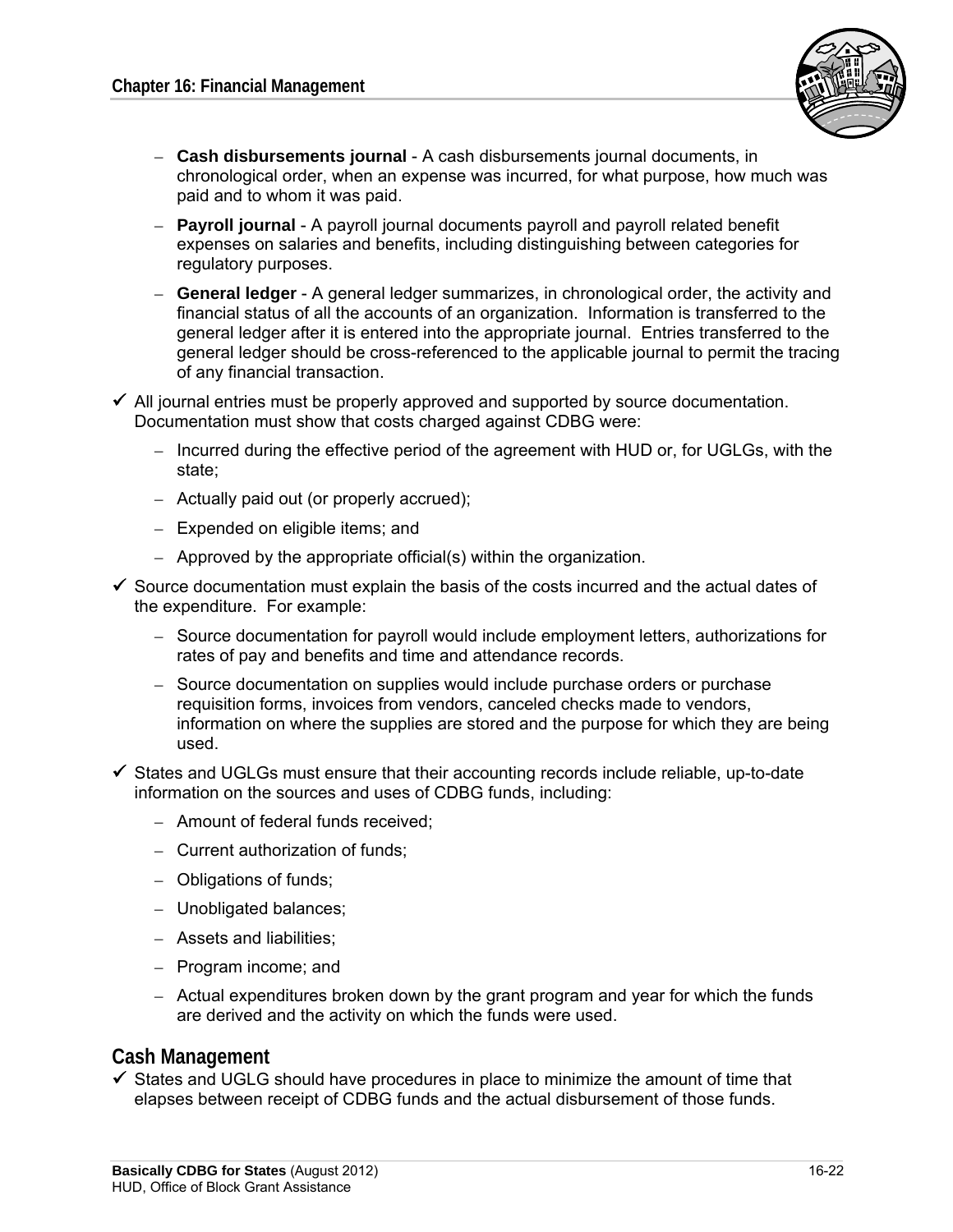- **Cash disbursements journal** - A cash disbursements journal documents, in chronological order, when an expense was incurred, for what purpose, how much was paid and to whom it was paid.
  - **Payroll journal** - A payroll journal documents payroll and payroll related benefit expenses on salaries and benefits, including distinguishing between categories for regulatory purposes.
  - **General ledger** - A general ledger summarizes, in chronological order, the activity and financial status of all the accounts of an organization. Information is transferred to the general ledger after it is entered into the appropriate journal. Entries transferred to the general ledger should be cross-referenced to the applicable journal to permit the tracing of any financial transaction.

- ✓ All journal entries must be properly approved and supported by source documentation. Documentation must show that costs charged against CDBG were:
  - Incurred during the effective period of the agreement with HUD or, for UGLGs, with the state;
  - Actually paid out (or properly accrued);
  - Expended on eligible items; and
  - Approved by the appropriate official(s) within the organization.

- ✓ Source documentation must explain the basis of the costs incurred and the actual dates of the expenditure. For example:
  - Source documentation for payroll would include employment letters, authorizations for rates of pay and benefits and time and attendance records.
  - Source documentation on supplies would include purchase orders or purchase requisition forms, invoices from vendors, canceled checks made to vendors, information on where the supplies are stored and the purpose for which they are being used.

- ✓ States and UGLGs must ensure that their accounting records include reliable, up-to-date information on the sources and uses of CDBG funds, including:
  - Amount of federal funds received;
  - Current authorization of funds;
  - Obligations of funds;
  - Unobligated balances;
  - Assets and liabilities;
  - Program income; and
  - Actual expenditures broken down by the grant program and year for which the funds are derived and the activity on which the funds were used.

## Cash Management

- ✓ States and UGLG should have procedures in place to minimize the amount of time that elapses between receipt of CDBG funds and the actual disbursement of those funds.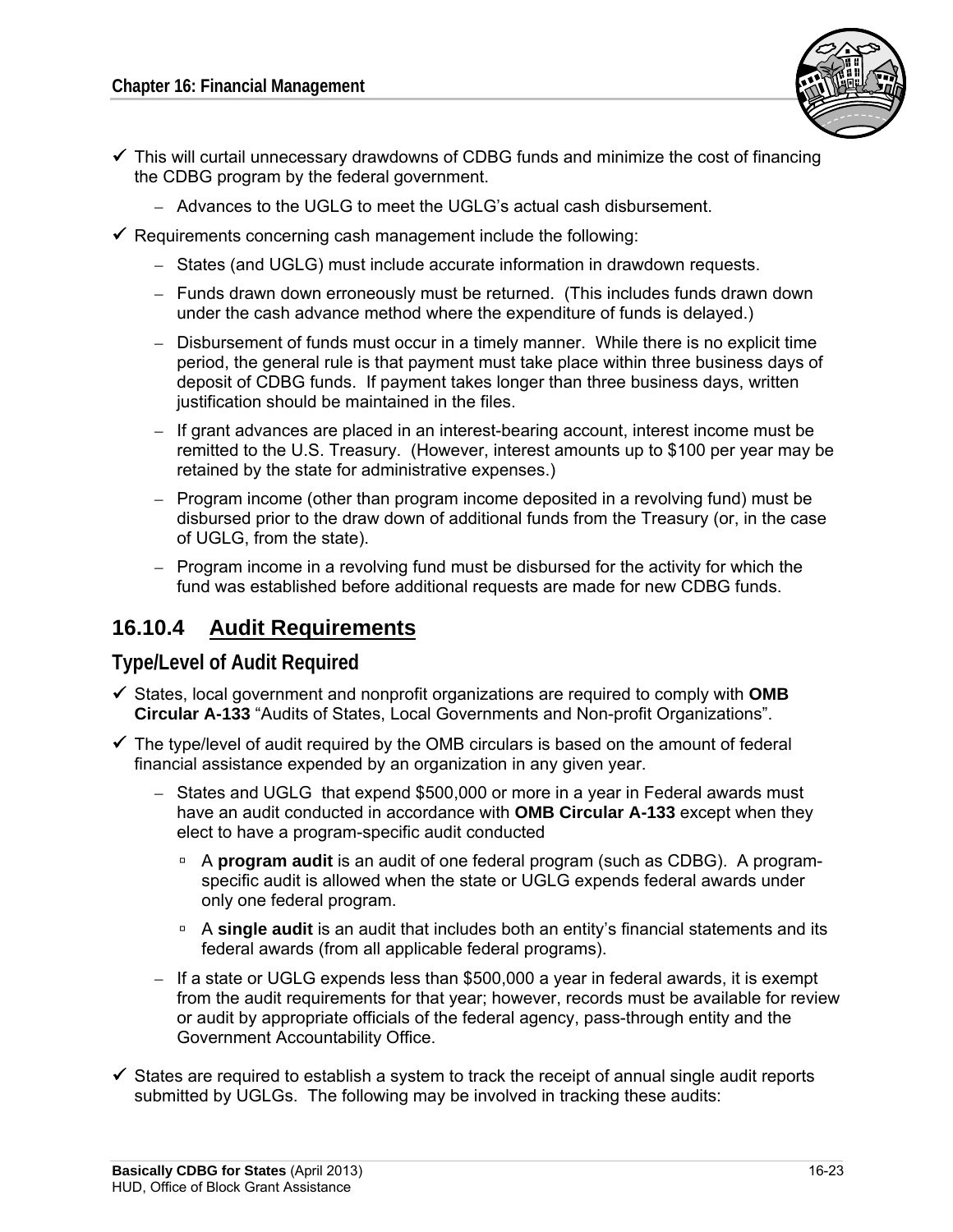- ✓ This will curtail unnecessary drawdowns of CDBG funds and minimize the cost of financing the CDBG program by the federal government.
  - Advances to the UGLG to meet the UGLG's actual cash disbursement.
- ✓ Requirements concerning cash management include the following:
  - States (and UGLG) must include accurate information in drawdown requests.
  - Funds drawn down erroneously must be returned. (This includes funds drawn down under the cash advance method where the expenditure of funds is delayed.)
  - Disbursement of funds must occur in a timely manner. While there is no explicit time period, the general rule is that payment must take place within three business days of deposit of CDBG funds. If payment takes longer than three business days, written justification should be maintained in the files.
  - If grant advances are placed in an interest-bearing account, interest income must be remitted to the U.S. Treasury. (However, interest amounts up to $100 per year may be retained by the state for administrative expenses.)
  - Program income (other than program income deposited in a revolving fund) must be disbursed prior to the draw down of additional funds from the Treasury (or, in the case of UGLG, from the state).
  - Program income in a revolving fund must be disbursed for the activity for which the fund was established before additional requests are made for new CDBG funds.

## 16.10.4 Audit Requirements

### Type/Level of Audit Required

- ✓ States, local government and nonprofit organizations are required to comply with **OMB Circular A-133** "Audits of States, Local Governments and Non-profit Organizations".
- ✓ The type/level of audit required by the OMB circulars is based on the amount of federal financial assistance expended by an organization in any given year.
  - States and UGLG that expend $500,000 or more in a year in Federal awards must have an audit conducted in accordance with **OMB Circular A-133** except when they elect to have a program-specific audit conducted
    - A **program audit** is an audit of one federal program (such as CDBG). A program-specific audit is allowed when the state or UGLG expends federal awards under only one federal program.
    - A **single audit** is an audit that includes both an entity's financial statements and its federal awards (from all applicable federal programs).
  - If a state or UGLG expends less than $500,000 a year in federal awards, it is exempt from the audit requirements for that year; however, records must be available for review or audit by appropriate officials of the federal agency, pass-through entity and the Government Accountability Office.
- ✓ States are required to establish a system to track the receipt of annual single audit reports submitted by UGLGs. The following may be involved in tracking these audits: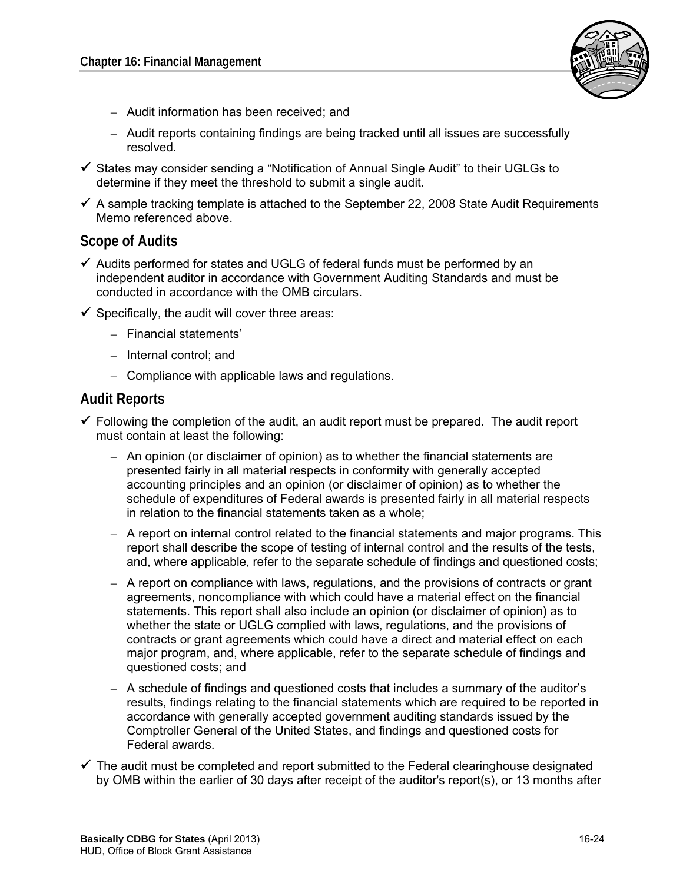- Audit information has been received; and
  - Audit reports containing findings are being tracked until all issues are successfully resolved.
- ✓ States may consider sending a "Notification of Annual Single Audit" to their UGLGs to determine if they meet the threshold to submit a single audit.
- ✓ A sample tracking template is attached to the September 22, 2008 State Audit Requirements Memo referenced above.

## Scope of Audits

- ✓ Audits performed for states and UGLG of federal funds must be performed by an independent auditor in accordance with Government Auditing Standards and must be conducted in accordance with the OMB circulars.
- ✓ Specifically, the audit will cover three areas:
  - Financial statements'
  - Internal control; and
  - Compliance with applicable laws and regulations.

## Audit Reports

- ✓ Following the completion of the audit, an audit report must be prepared. The audit report must contain at least the following:
  - An opinion (or disclaimer of opinion) as to whether the financial statements are presented fairly in all material respects in conformity with generally accepted accounting principles and an opinion (or disclaimer of opinion) as to whether the schedule of expenditures of Federal awards is presented fairly in all material respects in relation to the financial statements taken as a whole;
  - A report on internal control related to the financial statements and major programs. This report shall describe the scope of testing of internal control and the results of the tests, and, where applicable, refer to the separate schedule of findings and questioned costs;
  - A report on compliance with laws, regulations, and the provisions of contracts or grant agreements, noncompliance with which could have a material effect on the financial statements. This report shall also include an opinion (or disclaimer of opinion) as to whether the state or UGLG complied with laws, regulations, and the provisions of contracts or grant agreements which could have a direct and material effect on each major program, and, where applicable, refer to the separate schedule of findings and questioned costs; and
  - A schedule of findings and questioned costs that includes a summary of the auditor's results, findings relating to the financial statements which are required to be reported in accordance with generally accepted government auditing standards issued by the Comptroller General of the United States, and findings and questioned costs for Federal awards.
- ✓ The audit must be completed and report submitted to the Federal clearinghouse designated by OMB within the earlier of 30 days after receipt of the auditor's report(s), or 13 months after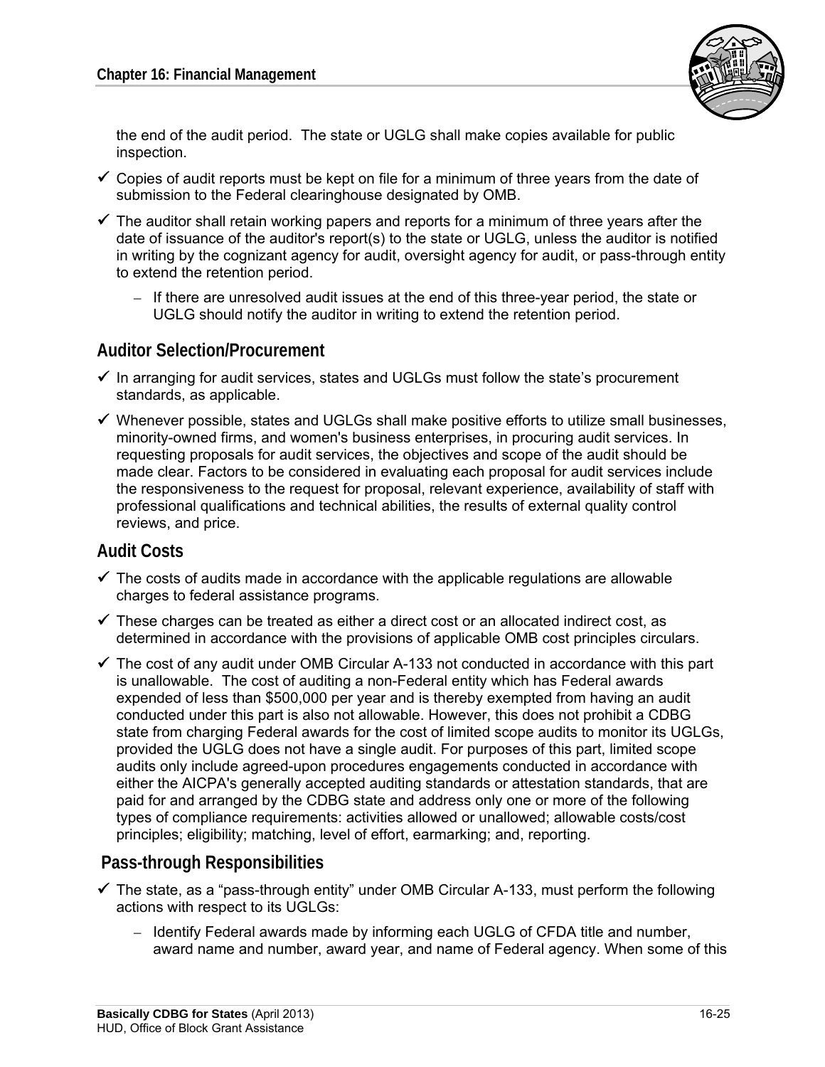the end of the audit period. The state or UGLG shall make copies available for public inspection.

- ✓ Copies of audit reports must be kept on file for a minimum of three years from the date of submission to the Federal clearinghouse designated by OMB.
- ✓ The auditor shall retain working papers and reports for a minimum of three years after the date of issuance of the auditor's report(s) to the state or UGLG, unless the auditor is notified in writing by the cognizant agency for audit, oversight agency for audit, or pass-through entity to extend the retention period.
  - If there are unresolved audit issues at the end of this three-year period, the state or UGLG should notify the auditor in writing to extend the retention period.

## Auditor Selection/Procurement

- ✓ In arranging for audit services, states and UGLGs must follow the state's procurement standards, as applicable.
- ✓ Whenever possible, states and UGLGs shall make positive efforts to utilize small businesses, minority-owned firms, and women's business enterprises, in procuring audit services. In requesting proposals for audit services, the objectives and scope of the audit should be made clear. Factors to be considered in evaluating each proposal for audit services include the responsiveness to the request for proposal, relevant experience, availability of staff with professional qualifications and technical abilities, the results of external quality control reviews, and price.

## Audit Costs

- ✓ The costs of audits made in accordance with the applicable regulations are allowable charges to federal assistance programs.
- ✓ These charges can be treated as either a direct cost or an allocated indirect cost, as determined in accordance with the provisions of applicable OMB cost principles circulars.
- ✓ The cost of any audit under OMB Circular A-133 not conducted in accordance with this part is unallowable. The cost of auditing a non-Federal entity which has Federal awards expended of less than $500,000 per year and is thereby exempted from having an audit conducted under this part is also not allowable. However, this does not prohibit a CDBG state from charging Federal awards for the cost of limited scope audits to monitor its UGLGs, provided the UGLG does not have a single audit. For purposes of this part, limited scope audits only include agreed-upon procedures engagements conducted in accordance with either the AICPA's generally accepted auditing standards or attestation standards, that are paid for and arranged by the CDBG state and address only one or more of the following types of compliance requirements: activities allowed or unallowed; allowable costs/cost principles; eligibility; matching, level of effort, earmarking; and, reporting.

## Pass-through Responsibilities

- ✓ The state, as a "pass-through entity" under OMB Circular A-133, must perform the following actions with respect to its UGLGs:
  - Identify Federal awards made by informing each UGLG of CFDA title and number, award name and number, award year, and name of Federal agency. When some of this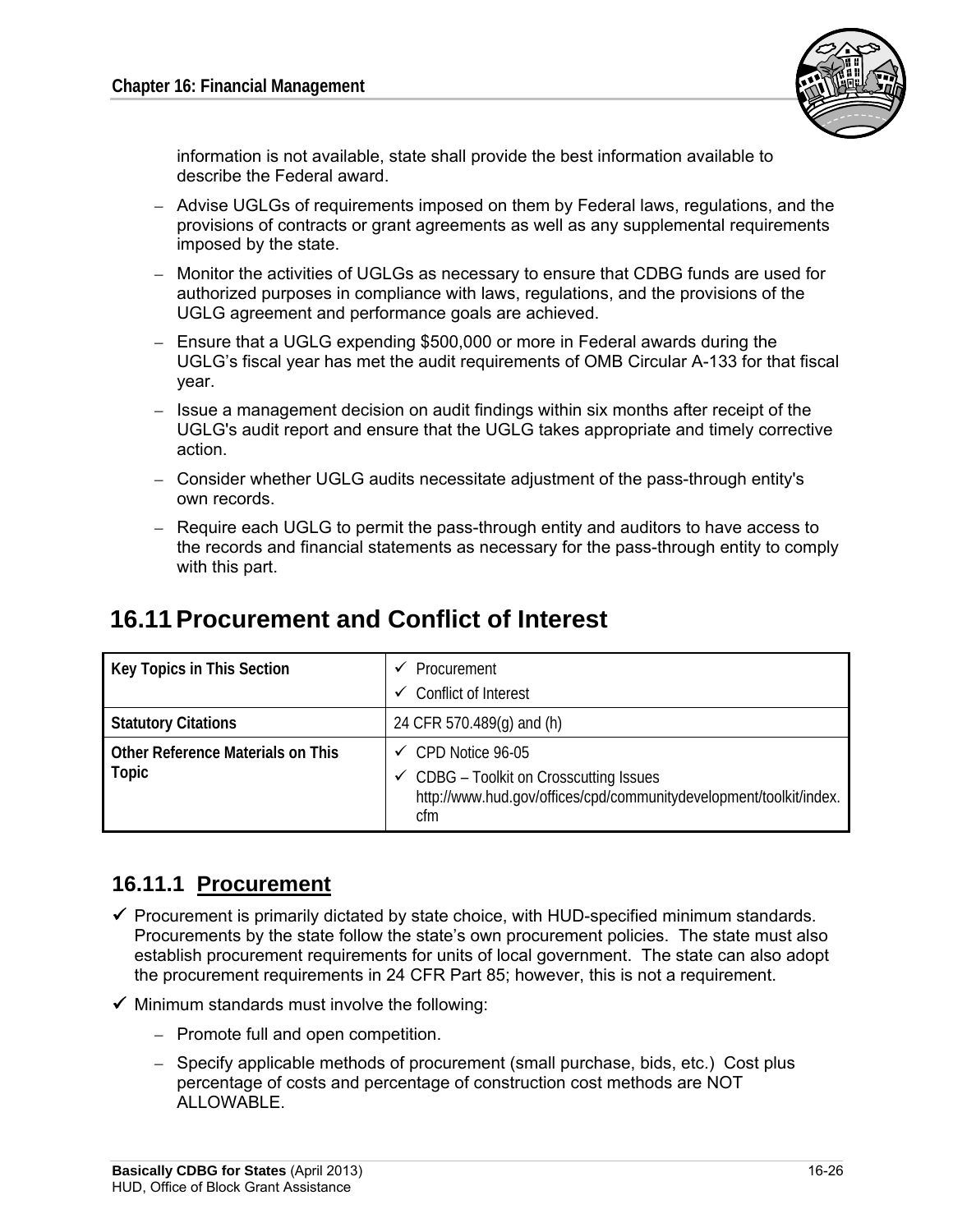information is not available, state shall provide the best information available to describe the Federal award.

- Advise UGLGs of requirements imposed on them by Federal laws, regulations, and the provisions of contracts or grant agreements as well as any supplemental requirements imposed by the state.
- Monitor the activities of UGLGs as necessary to ensure that CDBG funds are used for authorized purposes in compliance with laws, regulations, and the provisions of the UGLG agreement and performance goals are achieved.
- Ensure that a UGLG expending $500,000 or more in Federal awards during the UGLG's fiscal year has met the audit requirements of OMB Circular A-133 for that fiscal year.
- Issue a management decision on audit findings within six months after receipt of the UGLG's audit report and ensure that the UGLG takes appropriate and timely corrective action.
- Consider whether UGLG audits necessitate adjustment of the pass-through entity's own records.
- Require each UGLG to permit the pass-through entity and auditors to have access to the records and financial statements as necessary for the pass-through entity to comply with this part.

## 16.11 Procurement and Conflict of Interest

| Key Topics in This Section | ✓ Procurement<br>✓ Conflict of Interest |
|---|---|
| Statutory Citations | 24 CFR 570.489(g) and (h) |
| Other Reference Materials on This Topic | ✓ CPD Notice 96-05<br>✓ CDBG – Toolkit on Crosscutting Issues http://www.hud.gov/offices/cpd/communitydevelopment/toolkit/index.cfm |

### 16.11.1 Procurement

- ✓ Procurement is primarily dictated by state choice, with HUD-specified minimum standards. Procurements by the state follow the state's own procurement policies. The state must also establish procurement requirements for units of local government. The state can also adopt the procurement requirements in 24 CFR Part 85; however, this is not a requirement.
- ✓ Minimum standards must involve the following:
  - Promote full and open competition.
  - Specify applicable methods of procurement (small purchase, bids, etc.) Cost plus percentage of costs and percentage of construction cost methods are NOT ALLOWABLE.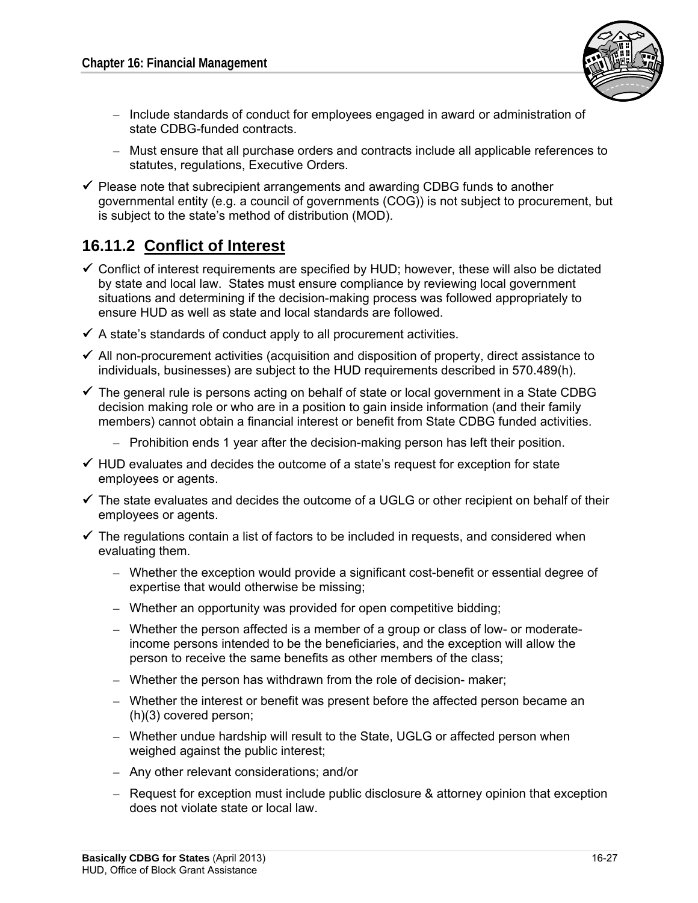- Include standards of conduct for employees engaged in award or administration of state CDBG-funded contracts.
  - Must ensure that all purchase orders and contracts include all applicable references to statutes, regulations, Executive Orders.
- ✓ Please note that subrecipient arrangements and awarding CDBG funds to another governmental entity (e.g. a council of governments (COG)) is not subject to procurement, but is subject to the state's method of distribution (MOD).

## 16.11.2 Conflict of Interest

- ✓ Conflict of interest requirements are specified by HUD; however, these will also be dictated by state and local law. States must ensure compliance by reviewing local government situations and determining if the decision-making process was followed appropriately to ensure HUD as well as state and local standards are followed.
- ✓ A state's standards of conduct apply to all procurement activities.
- ✓ All non-procurement activities (acquisition and disposition of property, direct assistance to individuals, businesses) are subject to the HUD requirements described in 570.489(h).
- ✓ The general rule is persons acting on behalf of state or local government in a State CDBG decision making role or who are in a position to gain inside information (and their family members) cannot obtain a financial interest or benefit from State CDBG funded activities.
  - Prohibition ends 1 year after the decision-making person has left their position.
- ✓ HUD evaluates and decides the outcome of a state's request for exception for state employees or agents.
- ✓ The state evaluates and decides the outcome of a UGLG or other recipient on behalf of their employees or agents.
- ✓ The regulations contain a list of factors to be included in requests, and considered when evaluating them.
  - Whether the exception would provide a significant cost-benefit or essential degree of expertise that would otherwise be missing;
  - Whether an opportunity was provided for open competitive bidding;
  - Whether the person affected is a member of a group or class of low- or moderate-income persons intended to be the beneficiaries, and the exception will allow the person to receive the same benefits as other members of the class;
  - Whether the person has withdrawn from the role of decision- maker;
  - Whether the interest or benefit was present before the affected person became an (h)(3) covered person;
  - Whether undue hardship will result to the State, UGLG or affected person when weighed against the public interest;
  - Any other relevant considerations; and/or
  - Request for exception must include public disclosure & attorney opinion that exception does not violate state or local law.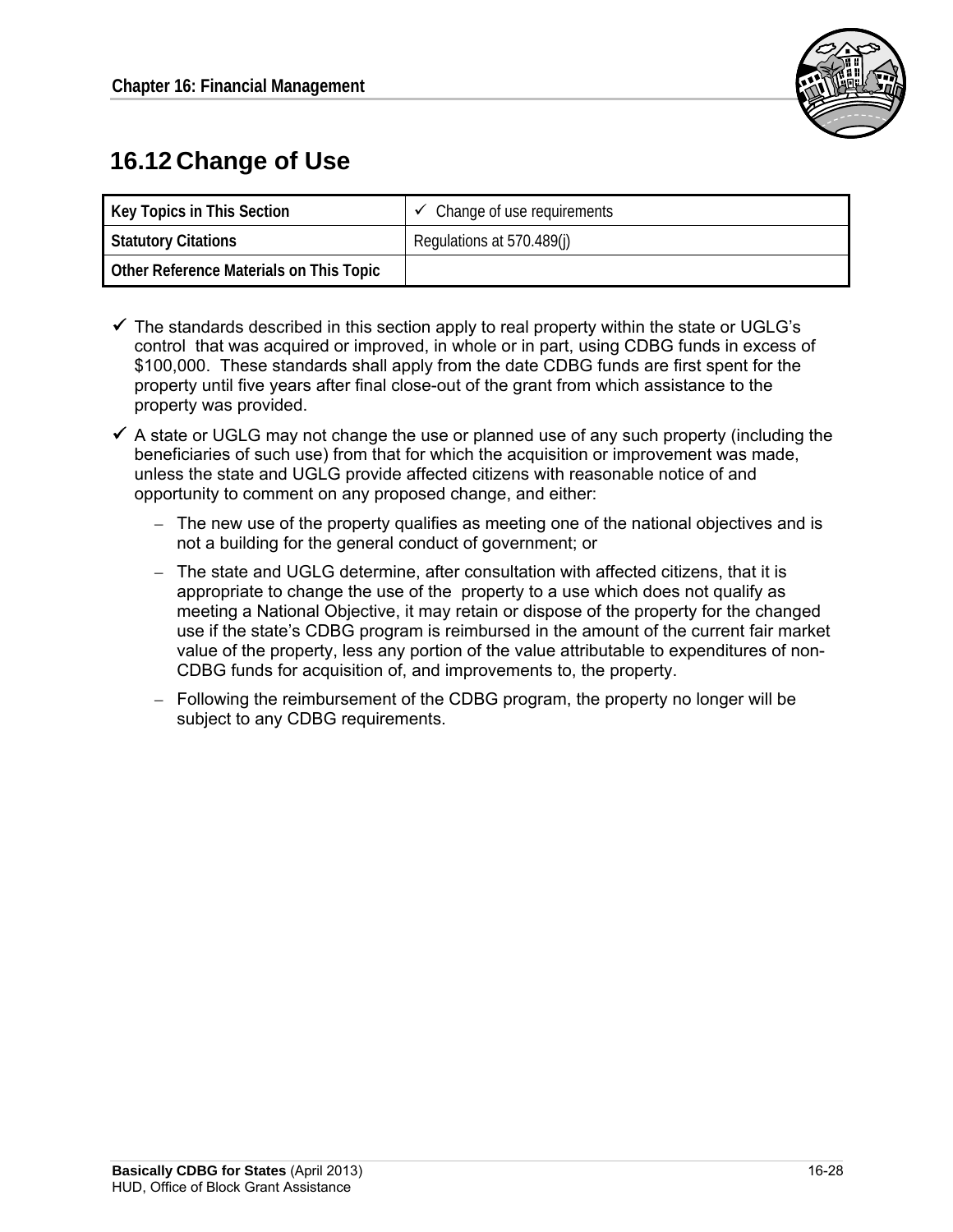# 16.12 Change of Use

| Key Topics in This Section | ✓ Change of use requirements |
|---|---|
| Statutory Citations | Regulations at 570.489(j) |
| Other Reference Materials on This Topic | |

- ✓ The standards described in this section apply to real property within the state or UGLG's control that was acquired or improved, in whole or in part, using CDBG funds in excess of $100,000. These standards shall apply from the date CDBG funds are first spent for the property until five years after final close-out of the grant from which assistance to the property was provided.
- ✓ A state or UGLG may not change the use or planned use of any such property (including the beneficiaries of such use) from that for which the acquisition or improvement was made, unless the state and UGLG provide affected citizens with reasonable notice of and opportunity to comment on any proposed change, and either:
  - The new use of the property qualifies as meeting one of the national objectives and is not a building for the general conduct of government; or
  - The state and UGLG determine, after consultation with affected citizens, that it is appropriate to change the use of the property to a use which does not qualify as meeting a National Objective, it may retain or dispose of the property for the changed use if the state's CDBG program is reimbursed in the amount of the current fair market value of the property, less any portion of the value attributable to expenditures of non-CDBG funds for acquisition of, and improvements to, the property.
  - Following the reimbursement of the CDBG program, the property no longer will be subject to any CDBG requirements.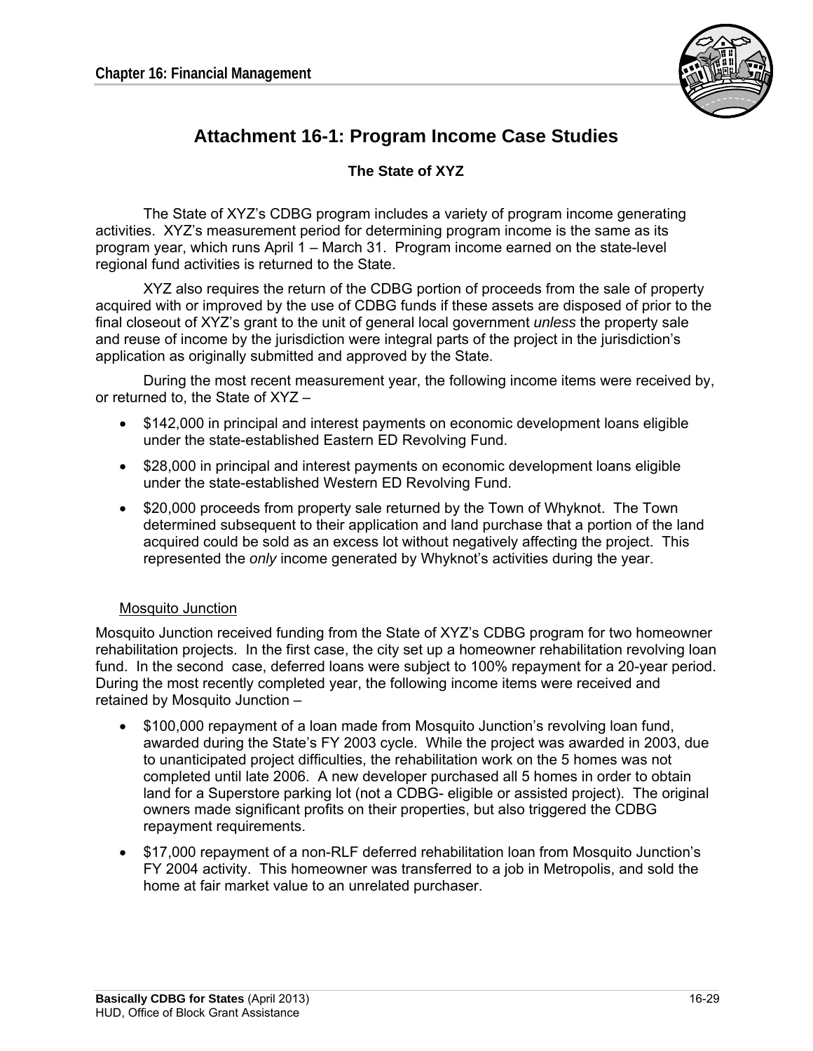# Attachment 16-1: Program Income Case Studies

### The State of XYZ

The State of XYZ's CDBG program includes a variety of program income generating activities. XYZ's measurement period for determining program income is the same as its program year, which runs April 1 – March 31. Program income earned on the state-level regional fund activities is returned to the State.

XYZ also requires the return of the CDBG portion of proceeds from the sale of property acquired with or improved by the use of CDBG funds if these assets are disposed of prior to the final closeout of XYZ's grant to the unit of general local government *unless* the property sale and reuse of income by the jurisdiction were integral parts of the project in the jurisdiction's application as originally submitted and approved by the State.

During the most recent measurement year, the following income items were received by, or returned to, the State of XYZ –

- $142,000 in principal and interest payments on economic development loans eligible under the state-established Eastern ED Revolving Fund.
- $28,000 in principal and interest payments on economic development loans eligible under the state-established Western ED Revolving Fund.
- $20,000 proceeds from property sale returned by the Town of Whyknot. The Town determined subsequent to their application and land purchase that a portion of the land acquired could be sold as an excess lot without negatively affecting the project. This represented the *only* income generated by Whyknot's activities during the year.

<u>Mosquito Junction</u>

Mosquito Junction received funding from the State of XYZ's CDBG program for two homeowner rehabilitation projects. In the first case, the city set up a homeowner rehabilitation revolving loan fund. In the second case, deferred loans were subject to 100% repayment for a 20-year period. During the most recently completed year, the following income items were received and retained by Mosquito Junction –

- $100,000 repayment of a loan made from Mosquito Junction's revolving loan fund, awarded during the State's FY 2003 cycle. While the project was awarded in 2003, due to unanticipated project difficulties, the rehabilitation work on the 5 homes was not completed until late 2006. A new developer purchased all 5 homes in order to obtain land for a Superstore parking lot (not a CDBG- eligible or assisted project). The original owners made significant profits on their properties, but also triggered the CDBG repayment requirements.
- $17,000 repayment of a non-RLF deferred rehabilitation loan from Mosquito Junction's FY 2004 activity. This homeowner was transferred to a job in Metropolis, and sold the home at fair market value to an unrelated purchaser.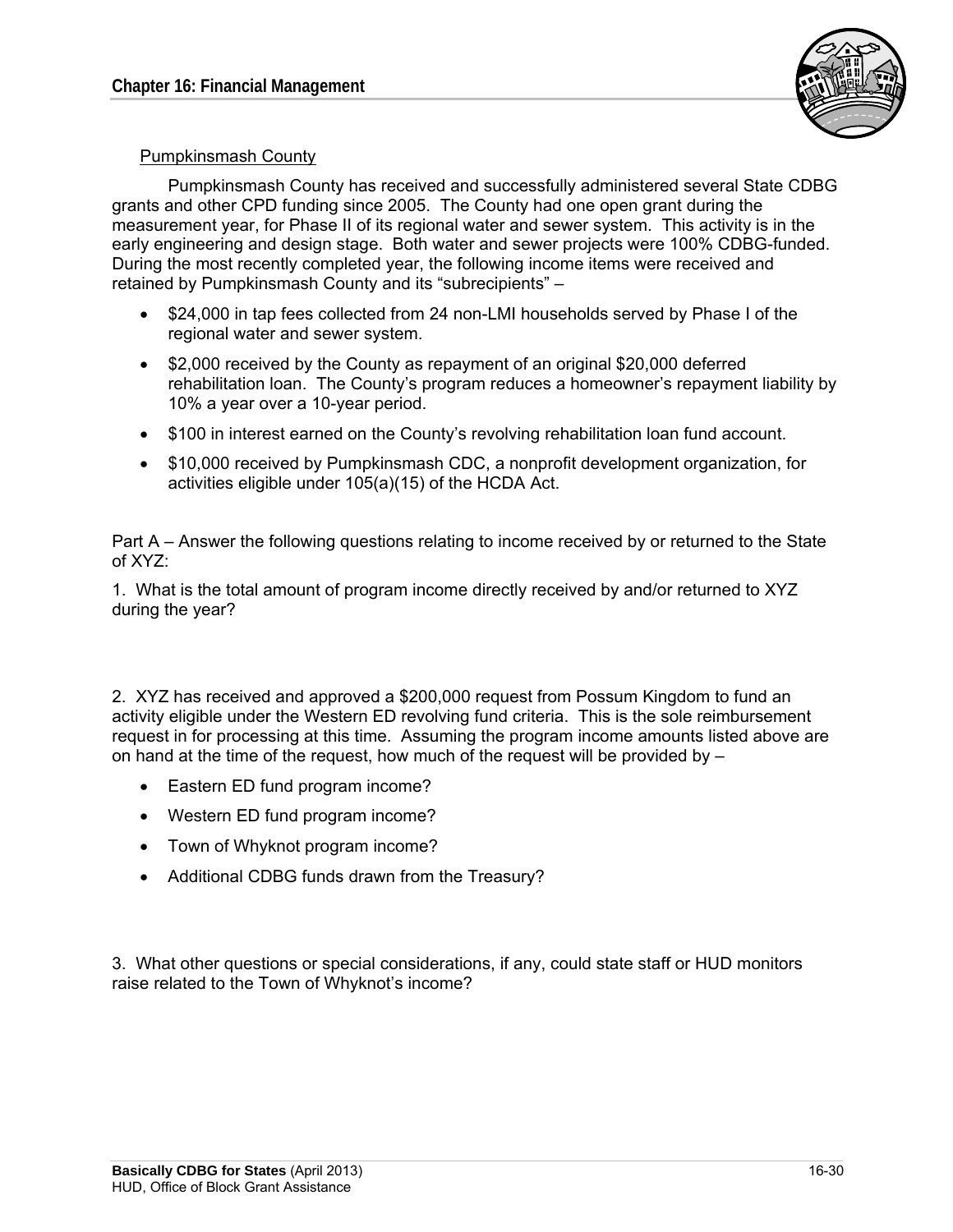Pumpkinsmash County

Pumpkinsmash County has received and successfully administered several State CDBG grants and other CPD funding since 2005. The County had one open grant during the measurement year, for Phase II of its regional water and sewer system. This activity is in the early engineering and design stage. Both water and sewer projects were 100% CDBG-funded. During the most recently completed year, the following income items were received and retained by Pumpkinsmash County and its "subrecipients" –

- $24,000 in tap fees collected from 24 non-LMI households served by Phase I of the regional water and sewer system.
- $2,000 received by the County as repayment of an original $20,000 deferred rehabilitation loan. The County's program reduces a homeowner's repayment liability by 10% a year over a 10-year period.
- $100 in interest earned on the County's revolving rehabilitation loan fund account.
- $10,000 received by Pumpkinsmash CDC, a nonprofit development organization, for activities eligible under 105(a)(15) of the HCDA Act.

Part A – Answer the following questions relating to income received by or returned to the State of XYZ:

1. What is the total amount of program income directly received by and/or returned to XYZ during the year?

2. XYZ has received and approved a $200,000 request from Possum Kingdom to fund an activity eligible under the Western ED revolving fund criteria. This is the sole reimbursement request in for processing at this time. Assuming the program income amounts listed above are on hand at the time of the request, how much of the request will be provided by –

- Eastern ED fund program income?
- Western ED fund program income?
- Town of Whyknot program income?
- Additional CDBG funds drawn from the Treasury?

3. What other questions or special considerations, if any, could state staff or HUD monitors raise related to the Town of Whyknot's income?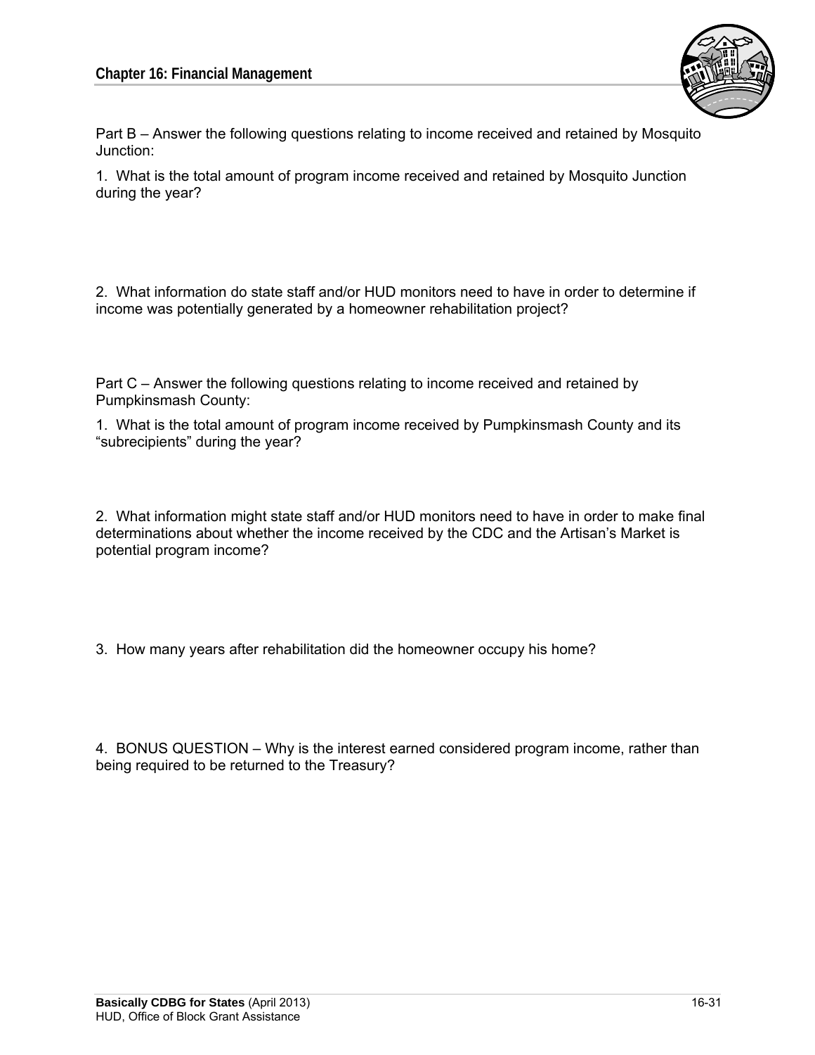Part B – Answer the following questions relating to income received and retained by Mosquito Junction:

1. What is the total amount of program income received and retained by Mosquito Junction during the year?

2. What information do state staff and/or HUD monitors need to have in order to determine if income was potentially generated by a homeowner rehabilitation project?

Part C – Answer the following questions relating to income received and retained by Pumpkinsmash County:

1. What is the total amount of program income received by Pumpkinsmash County and its "subrecipients" during the year?

2. What information might state staff and/or HUD monitors need to have in order to make final determinations about whether the income received by the CDC and the Artisan's Market is potential program income?

3. How many years after rehabilitation did the homeowner occupy his home?

4. BONUS QUESTION – Why is the interest earned considered program income, rather than being required to be returned to the Treasury?